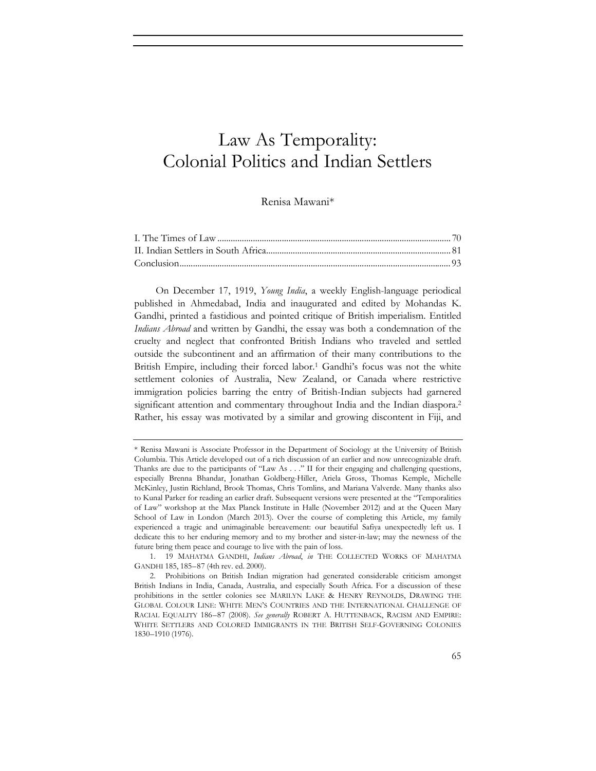# Law As Temporality: Colonial Politics and Indian Settlers

Renisa Mawani*

I. The Times of Law ........................................................................................................ 70
II. Indian Settlers in South Africa................................................................................... 81
Conclusion........................................................................................................................ 93

On December 17, 1919, *Young India*, a weekly English-language periodical published in Ahmedabad, India and inaugurated and edited by Mohandas K. Gandhi, printed a fastidious and pointed critique of British imperialism. Entitled *Indians Abroad* and written by Gandhi, the essay was both a condemnation of the cruelty and neglect that confronted British Indians who traveled and settled outside the subcontinent and an affirmation of their many contributions to the British Empire, including their forced labor.[1] Gandhi's focus was not the white settlement colonies of Australia, New Zealand, or Canada where restrictive immigration policies barring the entry of British-Indian subjects had garnered significant attention and commentary throughout India and the Indian diaspora.[2] Rather, his essay was motivated by a similar and growing discontent in Fiji, and

---

\* Renisa Mawani is Associate Professor in the Department of Sociology at the University of British Columbia. This Article developed out of a rich discussion of an earlier and now unrecognizable draft. Thanks are due to the participants of "Law As . . ." II for their engaging and challenging questions, especially Brenna Bhandar, Jonathan Goldberg-Hiller, Ariela Gross, Thomas Kemple, Michelle McKinley, Justin Richland, Brook Thomas, Chris Tomlins, and Mariana Valverde. Many thanks also to Kunal Parker for reading an earlier draft. Subsequent versions were presented at the "Temporalities of Law" workshop at the Max Planck Institute in Halle (November 2012) and at the Queen Mary School of Law in London (March 2013). Over the course of completing this Article, my family experienced a tragic and unimaginable bereavement: our beautiful Safiya unexpectedly left us. I dedicate this to her enduring memory and to my brother and sister-in-law; may the newness of the future bring them peace and courage to live with the pain of loss.

1. 19 MAHATMA GANDHI, *Indians Abroad*, *in* THE COLLECTED WORKS OF MAHATMA GANDHI 185, 185–87 (4th rev. ed. 2000).

2. Prohibitions on British Indian migration had generated considerable criticism amongst British Indians in India, Canada, Australia, and especially South Africa. For a discussion of these prohibitions in the settler colonies see MARILYN LAKE & HENRY REYNOLDS, DRAWING THE GLOBAL COLOUR LINE: WHITE MEN'S COUNTRIES AND THE INTERNATIONAL CHALLENGE OF RACIAL EQUALITY 186–87 (2008). *See generally* ROBERT A. HUTTENBACK, RACISM AND EMPIRE: WHITE SETTLERS AND COLORED IMMIGRANTS IN THE BRITISH SELF-GOVERNING COLONIES 1830–1910 (1976).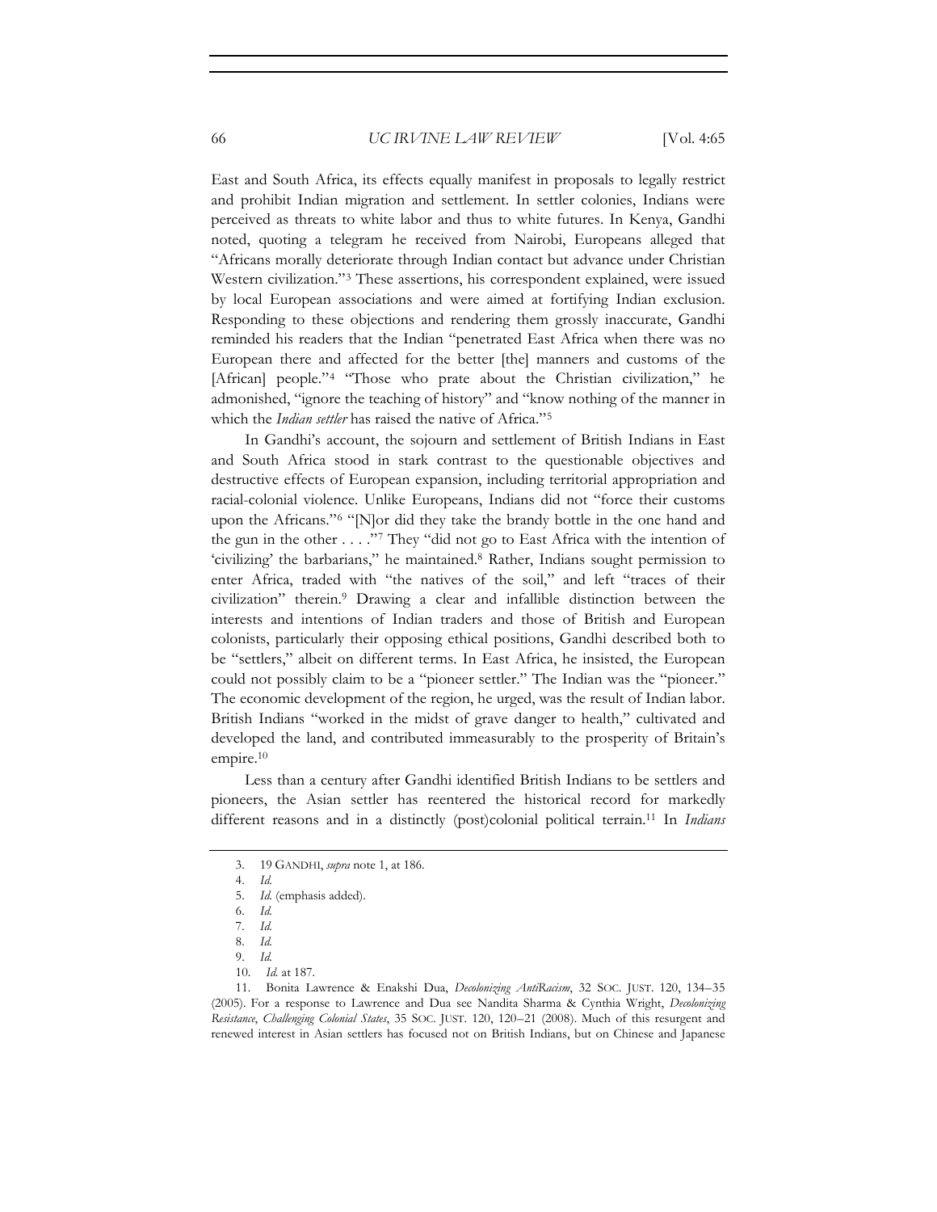East and South Africa, its effects equally manifest in proposals to legally restrict and prohibit Indian migration and settlement. In settler colonies, Indians were perceived as threats to white labor and thus to white futures. In Kenya, Gandhi noted, quoting a telegram he received from Nairobi, Europeans alleged that "Africans morally deteriorate through Indian contact but advance under Christian Western civilization."[3] These assertions, his correspondent explained, were issued by local European associations and were aimed at fortifying Indian exclusion. Responding to these objections and rendering them grossly inaccurate, Gandhi reminded his readers that the Indian "penetrated East Africa when there was no European there and affected for the better [the] manners and customs of the [African] people."[4] "Those who prate about the Christian civilization," he admonished, "ignore the teaching of history" and "know nothing of the manner in which the *Indian settler* has raised the native of Africa."[5]

In Gandhi's account, the sojourn and settlement of British Indians in East and South Africa stood in stark contrast to the questionable objectives and destructive effects of European expansion, including territorial appropriation and racial-colonial violence. Unlike Europeans, Indians did not "force their customs upon the Africans."[6] "[N]or did they take the brandy bottle in the one hand and the gun in the other . . . ."[7] They "did not go to East Africa with the intention of 'civilizing' the barbarians," he maintained.[8] Rather, Indians sought permission to enter Africa, traded with "the natives of the soil," and left "traces of their civilization" therein.[9] Drawing a clear and infallible distinction between the interests and intentions of Indian traders and those of British and European colonists, particularly their opposing ethical positions, Gandhi described both to be "settlers," albeit on different terms. In East Africa, he insisted, the European could not possibly claim to be a "pioneer settler." The Indian was the "pioneer." The economic development of the region, he urged, was the result of Indian labor. British Indians "worked in the midst of grave danger to health," cultivated and developed the land, and contributed immeasurably to the prosperity of Britain's empire.[10]

Less than a century after Gandhi identified British Indians to be settlers and pioneers, the Asian settler has reentered the historical record for markedly different reasons and in a distinctly (post)colonial political terrain.[11] In *Indians*

---

3. 19 GANDHI, *supra* note 1, at 186.

4. *Id.*

5. *Id.* (emphasis added).

6. *Id.*

7. *Id.*

8. *Id.*

9. *Id.*

10. *Id.* at 187.

11. Bonita Lawrence & Enakshi Dua, *Decolonizing AntiRacism*, 32 SOC. JUST. 120, 134–35 (2005). For a response to Lawrence and Dua see Nandita Sharma & Cynthia Wright, *Decolonizing Resistance, Challenging Colonial States*, 35 SOC. JUST. 120, 120–21 (2008). Much of this resurgent and renewed interest in Asian settlers has focused not on British Indians, but on Chinese and Japanese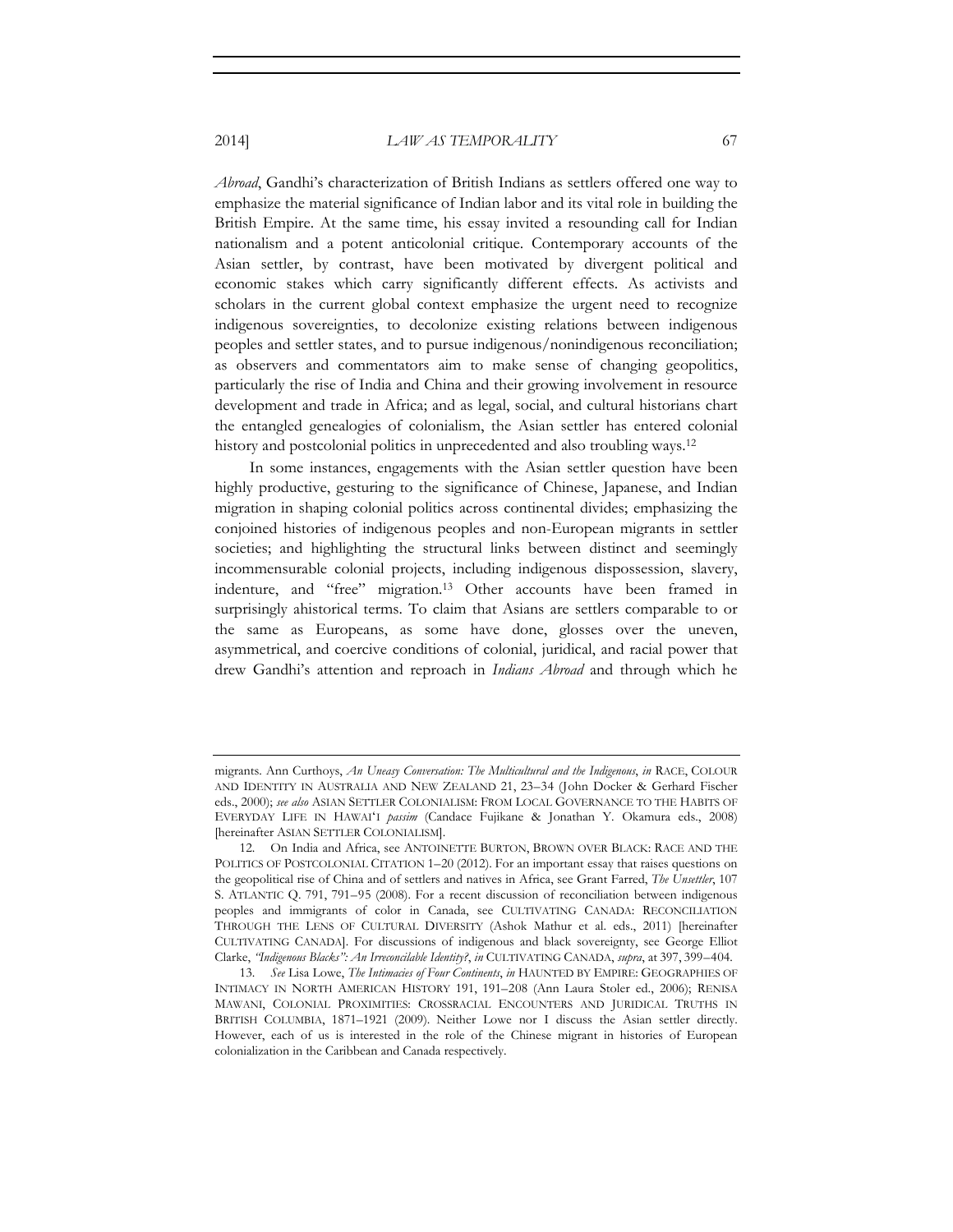*Abroad*, Gandhi's characterization of British Indians as settlers offered one way to emphasize the material significance of Indian labor and its vital role in building the British Empire. At the same time, his essay invited a resounding call for Indian nationalism and a potent anticolonial critique. Contemporary accounts of the Asian settler, by contrast, have been motivated by divergent political and economic stakes which carry significantly different effects. As activists and scholars in the current global context emphasize the urgent need to recognize indigenous sovereignties, to decolonize existing relations between indigenous peoples and settler states, and to pursue indigenous/nonindigenous reconciliation; as observers and commentators aim to make sense of changing geopolitics, particularly the rise of India and China and their growing involvement in resource development and trade in Africa; and as legal, social, and cultural historians chart the entangled genealogies of colonialism, the Asian settler has entered colonial history and postcolonial politics in unprecedented and also troubling ways.[12]

In some instances, engagements with the Asian settler question have been highly productive, gesturing to the significance of Chinese, Japanese, and Indian migration in shaping colonial politics across continental divides; emphasizing the conjoined histories of indigenous peoples and non-European migrants in settler societies; and highlighting the structural links between distinct and seemingly incommensurable colonial projects, including indigenous dispossession, slavery, indenture, and "free" migration.[13] Other accounts have been framed in surprisingly ahistorical terms. To claim that Asians are settlers comparable to or the same as Europeans, as some have done, glosses over the uneven, asymmetrical, and coercive conditions of colonial, juridical, and racial power that drew Gandhi's attention and reproach in *Indians Abroad* and through which he

---

migrants. Ann Curthoys, *An Uneasy Conversation: The Multicultural and the Indigenous*, *in* RACE, COLOUR AND IDENTITY IN AUSTRALIA AND NEW ZEALAND 21, 23–34 (John Docker & Gerhard Fischer eds., 2000); *see also* ASIAN SETTLER COLONIALISM: FROM LOCAL GOVERNANCE TO THE HABITS OF EVERYDAY LIFE IN HAWAI'I *passim* (Candace Fujikane & Jonathan Y. Okamura eds., 2008) [hereinafter ASIAN SETTLER COLONIALISM].

12. On India and Africa, see ANTOINETTE BURTON, BROWN OVER BLACK: RACE AND THE POLITICS OF POSTCOLONIAL CITATION 1–20 (2012). For an important essay that raises questions on the geopolitical rise of China and of settlers and natives in Africa, see Grant Farred, *The Unsettler*, 107 S. ATLANTIC Q. 791, 791–95 (2008). For a recent discussion of reconciliation between indigenous peoples and immigrants of color in Canada, see CULTIVATING CANADA: RECONCILIATION THROUGH THE LENS OF CULTURAL DIVERSITY (Ashok Mathur et al. eds., 2011) [hereinafter CULTIVATING CANADA]. For discussions of indigenous and black sovereignty, see George Elliot Clarke, *"Indigenous Blacks": An Irreconcilable Identity?*, *in* CULTIVATING CANADA, *supra*, at 397, 399–404.

13. *See* Lisa Lowe, *The Intimacies of Four Continents*, *in* HAUNTED BY EMPIRE: GEOGRAPHIES OF INTIMACY IN NORTH AMERICAN HISTORY 191, 191–208 (Ann Laura Stoler ed., 2006); RENISA MAWANI, COLONIAL PROXIMITIES: CROSSRACIAL ENCOUNTERS AND JURIDICAL TRUTHS IN BRITISH COLUMBIA, 1871–1921 (2009). Neither Lowe nor I discuss the Asian settler directly. However, each of us is interested in the role of the Chinese migrant in histories of European colonialization in the Caribbean and Canada respectively.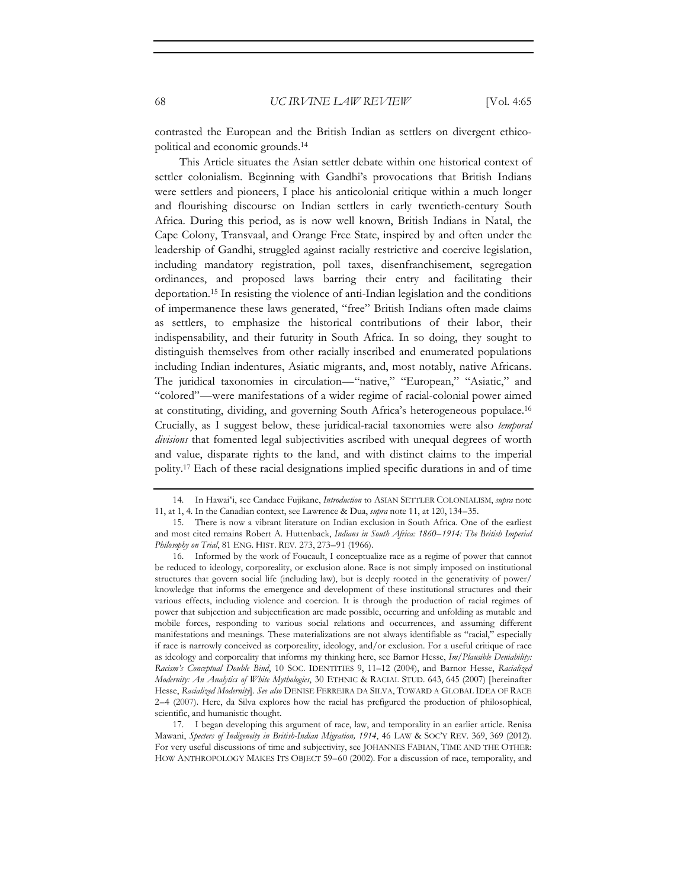contrasted the European and the British Indian as settlers on divergent ethico-political and economic grounds.[14]

This Article situates the Asian settler debate within one historical context of settler colonialism. Beginning with Gandhi's provocations that British Indians were settlers and pioneers, I place his anticolonial critique within a much longer and flourishing discourse on Indian settlers in early twentieth-century South Africa. During this period, as is now well known, British Indians in Natal, the Cape Colony, Transvaal, and Orange Free State, inspired by and often under the leadership of Gandhi, struggled against racially restrictive and coercive legislation, including mandatory registration, poll taxes, disenfranchisement, segregation ordinances, and proposed laws barring their entry and facilitating their deportation.[15] In resisting the violence of anti-Indian legislation and the conditions of impermanence these laws generated, "free" British Indians often made claims as settlers, to emphasize the historical contributions of their labor, their indispensability, and their futurity in South Africa. In so doing, they sought to distinguish themselves from other racially inscribed and enumerated populations including Indian indentures, Asiatic migrants, and, most notably, native Africans. The juridical taxonomies in circulation—"native," "European," "Asiatic," and "colored"—were manifestations of a wider regime of racial-colonial power aimed at constituting, dividing, and governing South Africa's heterogeneous populace.[16] Crucially, as I suggest below, these juridical-racial taxonomies were also *temporal divisions* that fomented legal subjectivities ascribed with unequal degrees of worth and value, disparate rights to the land, and with distinct claims to the imperial polity.[17] Each of these racial designations implied specific durations in and of time

---

14. In Hawai'i, see Candace Fujikane, *Introduction* to ASIAN SETTLER COLONIALISM, *supra* note 11, at 1, 4. In the Canadian context, see Lawrence & Dua, *supra* note 11, at 120, 134–35.

15. There is now a vibrant literature on Indian exclusion in South Africa. One of the earliest and most cited remains Robert A. Huttenback, *Indians in South Africa: 1860–1914: The British Imperial Philosophy on Trial*, 81 ENG. HIST. REV. 273, 273–91 (1966).

16. Informed by the work of Foucault, I conceptualize race as a regime of power that cannot be reduced to ideology, corporeality, or exclusion alone. Race is not simply imposed on institutional structures that govern social life (including law), but is deeply rooted in the generativity of power/knowledge that informs the emergence and development of these institutional structures and their various effects, including violence and coercion. It is through the production of racial regimes of power that subjection and subjectification are made possible, occurring and unfolding as mutable and mobile forces, responding to various social relations and occurrences, and assuming different manifestations and meanings. These materializations are not always identifiable as "racial," especially if race is narrowly conceived as corporeality, ideology, and/or exclusion. For a useful critique of race as ideology and corporeality that informs my thinking here, see Barnor Hesse, *Im/Plausible Deniability: Racism's Conceptual Double Bind*, 10 SOC. IDENTITIES 9, 11–12 (2004), and Barnor Hesse, *Racialized Modernity: An Analytics of White Mythologies*, 30 ETHNIC & RACIAL STUD. 643, 645 (2007) [hereinafter Hesse, *Racialized Modernity*]. *See also* DENISE FERREIRA DA SILVA, TOWARD A GLOBAL IDEA OF RACE 2–4 (2007). Here, da Silva explores how the racial has prefigured the production of philosophical, scientific, and humanistic thought.

17. I began developing this argument of race, law, and temporality in an earlier article. Renisa Mawani, *Specters of Indigeneity in British-Indian Migration, 1914*, 46 LAW & SOC'Y REV. 369, 369 (2012). For very useful discussions of time and subjectivity, see JOHANNES FABIAN, TIME AND THE OTHER: HOW ANTHROPOLOGY MAKES ITS OBJECT 59–60 (2002). For a discussion of race, temporality, and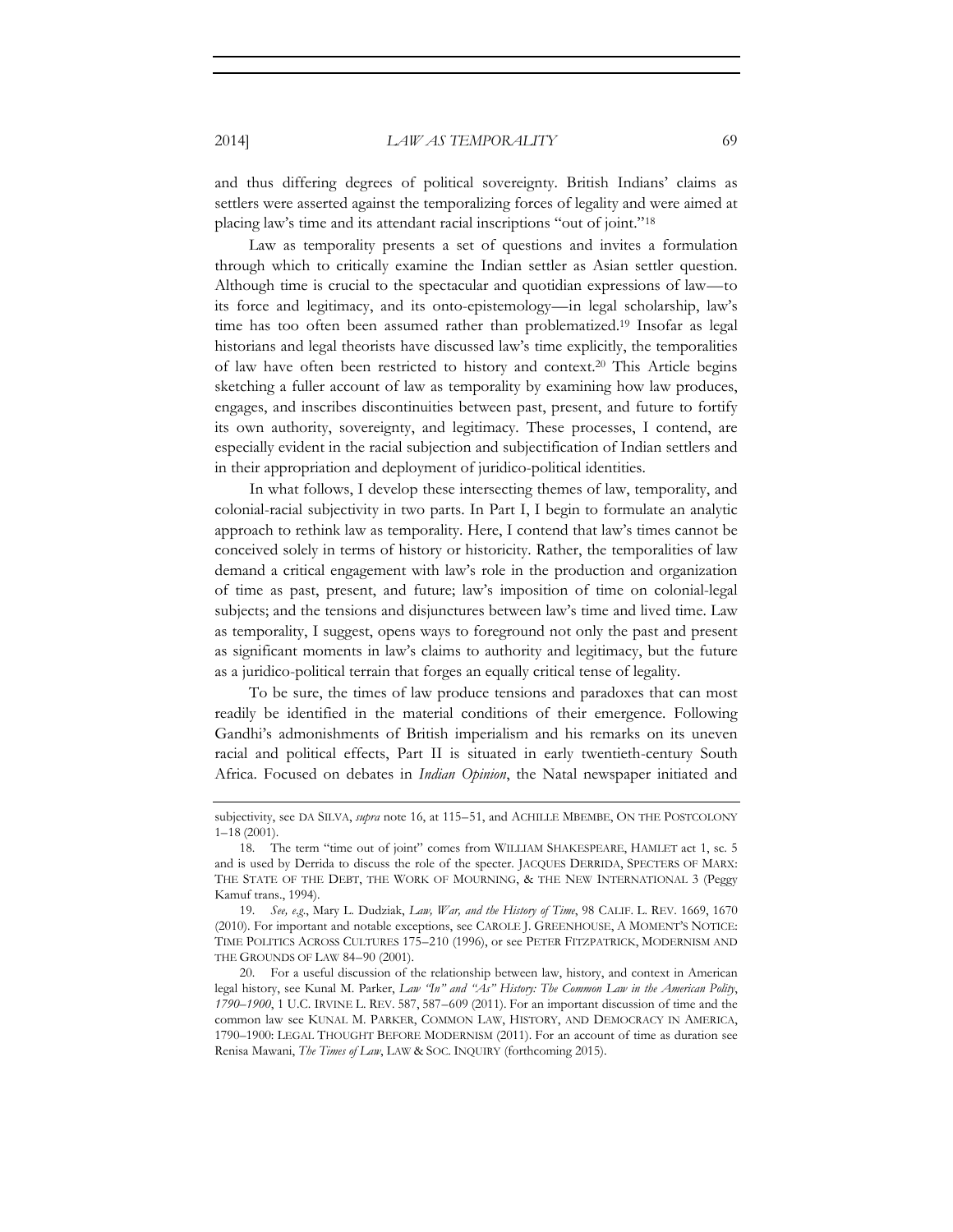and thus differing degrees of political sovereignty. British Indians' claims as settlers were asserted against the temporalizing forces of legality and were aimed at placing law's time and its attendant racial inscriptions "out of joint."[18]

Law as temporality presents a set of questions and invites a formulation through which to critically examine the Indian settler as Asian settler question. Although time is crucial to the spectacular and quotidian expressions of law—to its force and legitimacy, and its onto-epistemology—in legal scholarship, law's time has too often been assumed rather than problematized.[19] Insofar as legal historians and legal theorists have discussed law's time explicitly, the temporalities of law have often been restricted to history and context.[20] This Article begins sketching a fuller account of law as temporality by examining how law produces, engages, and inscribes discontinuities between past, present, and future to fortify its own authority, sovereignty, and legitimacy. These processes, I contend, are especially evident in the racial subjection and subjectification of Indian settlers and in their appropriation and deployment of juridico-political identities.

In what follows, I develop these intersecting themes of law, temporality, and colonial-racial subjectivity in two parts. In Part I, I begin to formulate an analytic approach to rethink law as temporality. Here, I contend that law's times cannot be conceived solely in terms of history or historicity. Rather, the temporalities of law demand a critical engagement with law's role in the production and organization of time as past, present, and future; law's imposition of time on colonial-legal subjects; and the tensions and disjunctures between law's time and lived time. Law as temporality, I suggest, opens ways to foreground not only the past and present as significant moments in law's claims to authority and legitimacy, but the future as a juridico-political terrain that forges an equally critical tense of legality.

To be sure, the times of law produce tensions and paradoxes that can most readily be identified in the material conditions of their emergence. Following Gandhi's admonishments of British imperialism and his remarks on its uneven racial and political effects, Part II is situated in early twentieth-century South Africa. Focused on debates in *Indian Opinion*, the Natal newspaper initiated and

---

subjectivity, see DA SILVA, *supra* note 16, at 115–51, and ACHILLE MBEMBE, ON THE POSTCOLONY 1–18 (2001).

18. The term "time out of joint" comes from WILLIAM SHAKESPEARE, HAMLET act 1, sc. 5 and is used by Derrida to discuss the role of the specter. JACQUES DERRIDA, SPECTERS OF MARX: THE STATE OF THE DEBT, THE WORK OF MOURNING, & THE NEW INTERNATIONAL 3 (Peggy Kamuf trans., 1994).

19. *See, e.g.*, Mary L. Dudziak, *Law, War, and the History of Time*, 98 CALIF. L. REV. 1669, 1670 (2010). For important and notable exceptions, see CAROLE J. GREENHOUSE, A MOMENT'S NOTICE: TIME POLITICS ACROSS CULTURES 175–210 (1996), or see PETER FITZPATRICK, MODERNISM AND THE GROUNDS OF LAW 84–90 (2001).

20. For a useful discussion of the relationship between law, history, and context in American legal history, see Kunal M. Parker, *Law "In" and "As" History: The Common Law in the American Polity, 1790–1900*, 1 U.C. IRVINE L. REV. 587, 587–609 (2011). For an important discussion of time and the common law see KUNAL M. PARKER, COMMON LAW, HISTORY, AND DEMOCRACY IN AMERICA, 1790–1900: LEGAL THOUGHT BEFORE MODERNISM (2011). For an account of time as duration see Renisa Mawani, *The Times of Law*, LAW & SOC. INQUIRY (forthcoming 2015).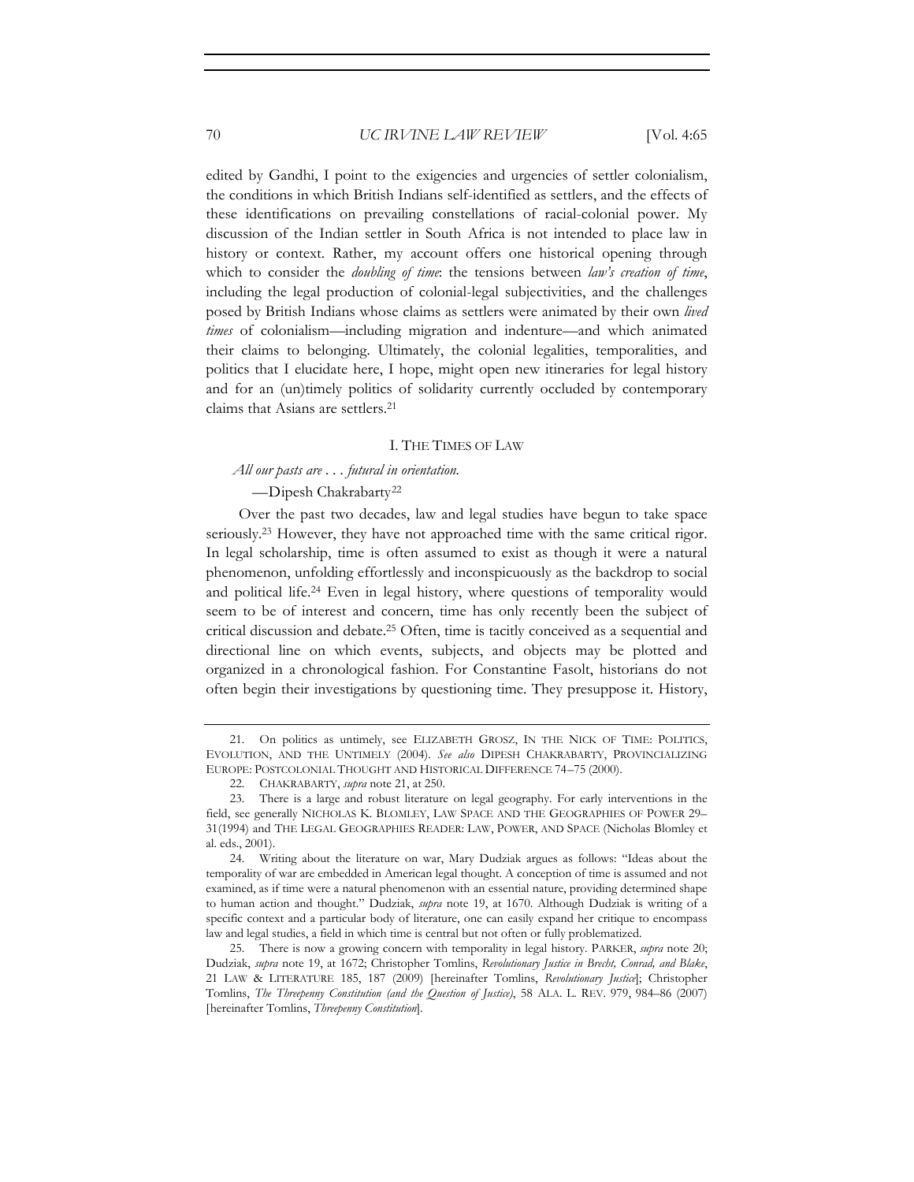edited by Gandhi, I point to the exigencies and urgencies of settler colonialism, the conditions in which British Indians self-identified as settlers, and the effects of these identifications on prevailing constellations of racial-colonial power. My discussion of the Indian settler in South Africa is not intended to place law in history or context. Rather, my account offers one historical opening through which to consider the *doubling of time*: the tensions between *law's creation of time*, including the legal production of colonial-legal subjectivities, and the challenges posed by British Indians whose claims as settlers were animated by their own *lived times* of colonialism—including migration and indenture—and which animated their claims to belonging. Ultimately, the colonial legalities, temporalities, and politics that I elucidate here, I hope, might open new itineraries for legal history and for an (un)timely politics of solidarity currently occluded by contemporary claims that Asians are settlers.[21]

## I. THE TIMES OF LAW

*All our pasts are . . . futural in orientation.*

—Dipesh Chakrabarty[22]

Over the past two decades, law and legal studies have begun to take space seriously.[23] However, they have not approached time with the same critical rigor. In legal scholarship, time is often assumed to exist as though it were a natural phenomenon, unfolding effortlessly and inconspicuously as the backdrop to social and political life.[24] Even in legal history, where questions of temporality would seem to be of interest and concern, time has only recently been the subject of critical discussion and debate.[25] Often, time is tacitly conceived as a sequential and directional line on which events, subjects, and objects may be plotted and organized in a chronological fashion. For Constantine Fasolt, historians do not often begin their investigations by questioning time. They presuppose it. History,

---

21. On politics as untimely, see ELIZABETH GROSZ, IN THE NICK OF TIME: POLITICS, EVOLUTION, AND THE UNTIMELY (2004). *See also* DIPESH CHAKRABARTY, PROVINCIALIZING EUROPE: POSTCOLONIAL THOUGHT AND HISTORICAL DIFFERENCE 74–75 (2000).

22. CHAKRABARTY, *supra* note 21, at 250.

23. There is a large and robust literature on legal geography. For early interventions in the field, see generally NICHOLAS K. BLOMLEY, LAW SPACE AND THE GEOGRAPHIES OF POWER 29–31(1994) and THE LEGAL GEOGRAPHIES READER: LAW, POWER, AND SPACE (Nicholas Blomley et al. eds., 2001).

24. Writing about the literature on war, Mary Dudziak argues as follows: "Ideas about the temporality of war are embedded in American legal thought. A conception of time is assumed and not examined, as if time were a natural phenomenon with an essential nature, providing determined shape to human action and thought." Dudziak, *supra* note 19, at 1670. Although Dudziak is writing of a specific context and a particular body of literature, one can easily expand her critique to encompass law and legal studies, a field in which time is central but not often or fully problematized.

25. There is now a growing concern with temporality in legal history. PARKER, *supra* note 20; Dudziak, *supra* note 19, at 1672; Christopher Tomlins, *Revolutionary Justice in Brecht, Conrad, and Blake*, 21 LAW & LITERATURE 185, 187 (2009) [hereinafter Tomlins, *Revolutionary Justice*]; Christopher Tomlins, *The Threepenny Constitution (and the Question of Justice)*, 58 ALA. L. REV. 979, 984–86 (2007) [hereinafter Tomlins, *Threepenny Constitution*].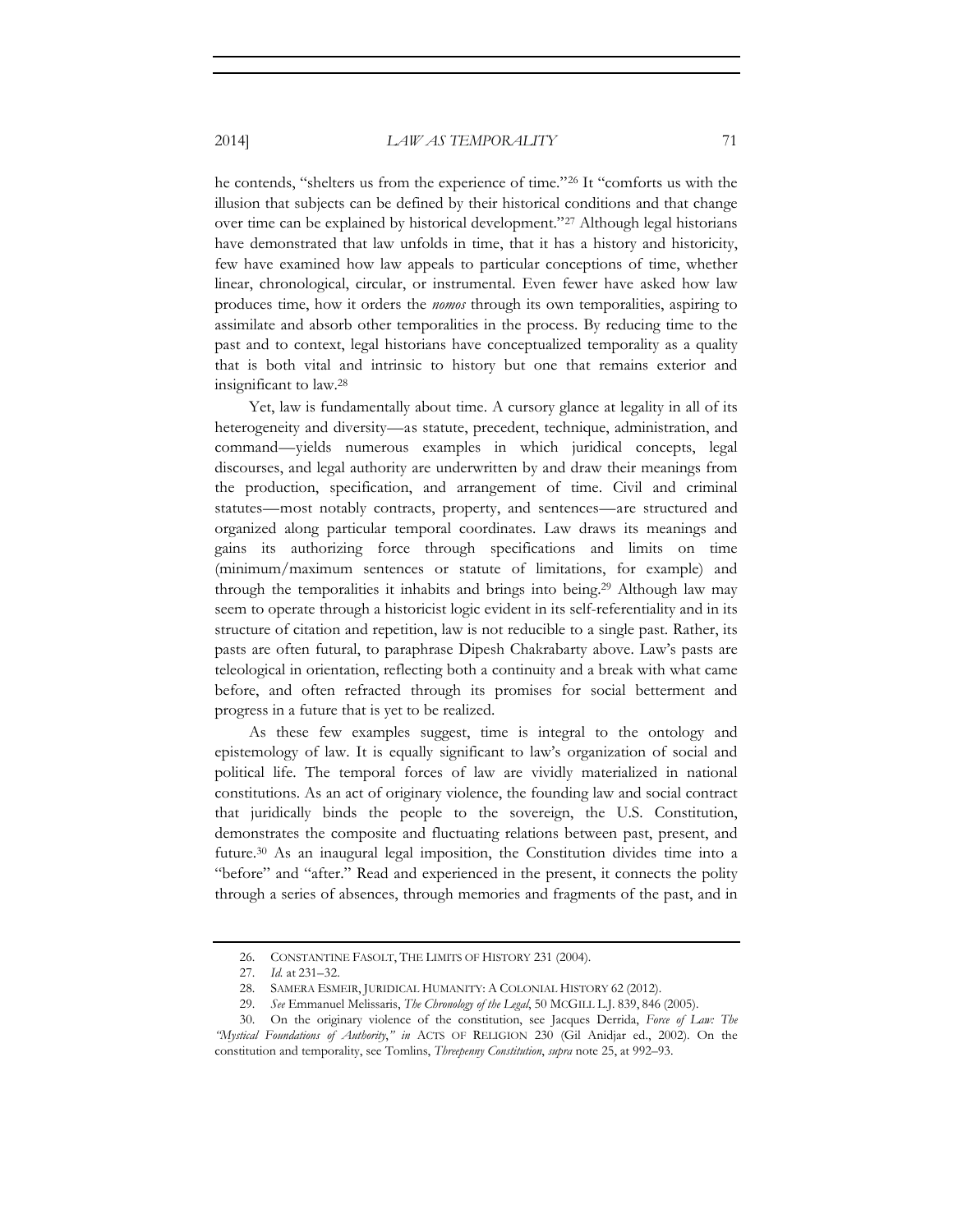he contends, "shelters us from the experience of time."[26] It "comforts us with the illusion that subjects can be defined by their historical conditions and that change over time can be explained by historical development."[27] Although legal historians have demonstrated that law unfolds in time, that it has a history and historicity, few have examined how law appeals to particular conceptions of time, whether linear, chronological, circular, or instrumental. Even fewer have asked how law produces time, how it orders the *nomos* through its own temporalities, aspiring to assimilate and absorb other temporalities in the process. By reducing time to the past and to context, legal historians have conceptualized temporality as a quality that is both vital and intrinsic to history but one that remains exterior and insignificant to law.[28]

Yet, law is fundamentally about time. A cursory glance at legality in all of its heterogeneity and diversity—as statute, precedent, technique, administration, and command—yields numerous examples in which juridical concepts, legal discourses, and legal authority are underwritten by and draw their meanings from the production, specification, and arrangement of time. Civil and criminal statutes—most notably contracts, property, and sentences—are structured and organized along particular temporal coordinates. Law draws its meanings and gains its authorizing force through specifications and limits on time (minimum/maximum sentences or statute of limitations, for example) and through the temporalities it inhabits and brings into being.[29] Although law may seem to operate through a historicist logic evident in its self-referentiality and in its structure of citation and repetition, law is not reducible to a single past. Rather, its pasts are often futural, to paraphrase Dipesh Chakrabarty above. Law's pasts are teleological in orientation, reflecting both a continuity and a break with what came before, and often refracted through its promises for social betterment and progress in a future that is yet to be realized.

As these few examples suggest, time is integral to the ontology and epistemology of law. It is equally significant to law's organization of social and political life. The temporal forces of law are vividly materialized in national constitutions. As an act of originary violence, the founding law and social contract that juridically binds the people to the sovereign, the U.S. Constitution, demonstrates the composite and fluctuating relations between past, present, and future.[30] As an inaugural legal imposition, the Constitution divides time into a "before" and "after." Read and experienced in the present, it connects the polity through a series of absences, through memories and fragments of the past, and in

---

26. CONSTANTINE FASOLT, THE LIMITS OF HISTORY 231 (2004).

27. *Id.* at 231–32.

28. SAMERA ESMEIR, JURIDICAL HUMANITY: A COLONIAL HISTORY 62 (2012).

29. *See* Emmanuel Melissaris, *The Chronology of the Legal*, 50 MCGILL L.J. 839, 846 (2005).

30. On the originary violence of the constitution, see Jacques Derrida, *Force of Law: The "Mystical Foundations of Authority," in* ACTS OF RELIGION 230 (Gil Anidjar ed., 2002). On the constitution and temporality, see Tomlins, *Threepenny Constitution*, *supra* note 25, at 992–93.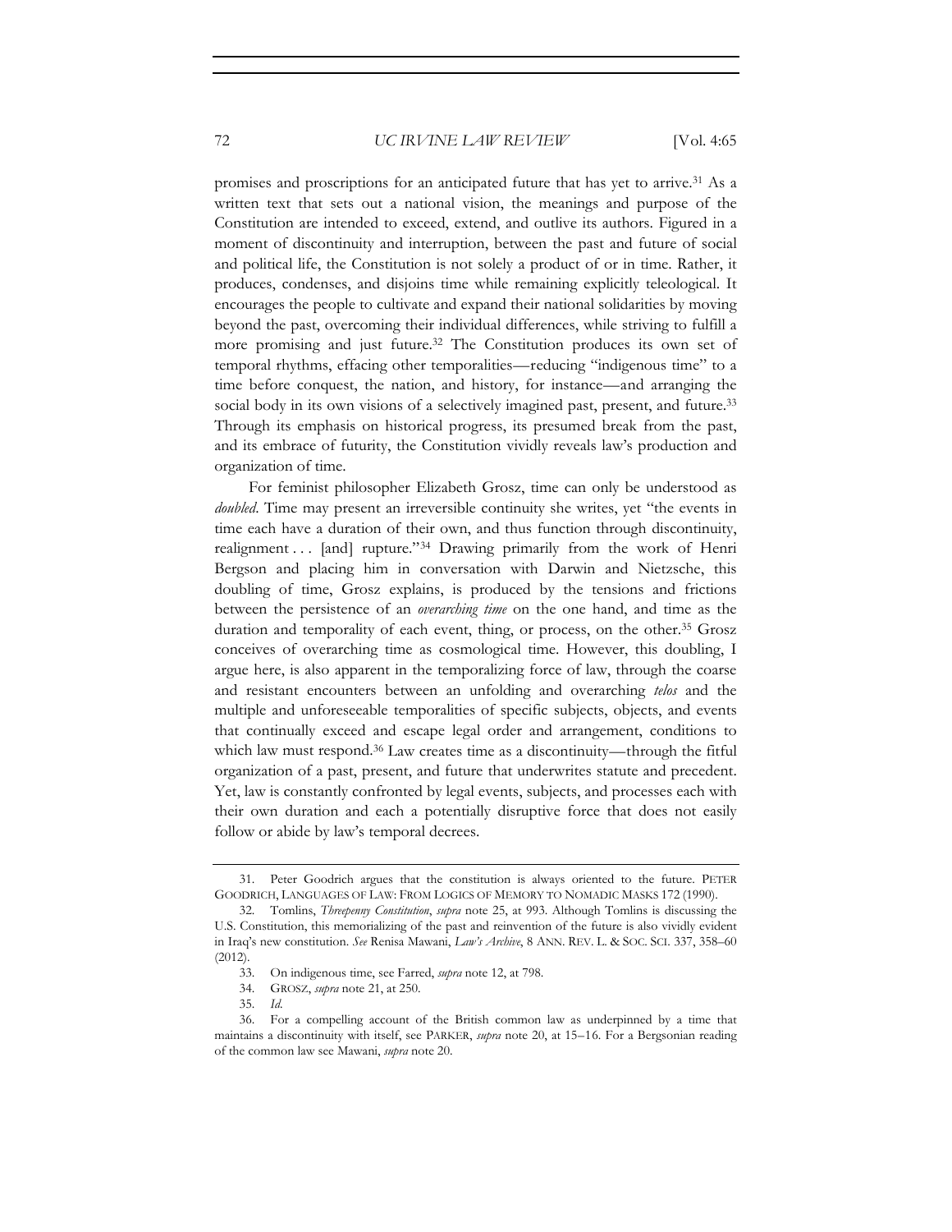promises and proscriptions for an anticipated future that has yet to arrive.[31] As a written text that sets out a national vision, the meanings and purpose of the Constitution are intended to exceed, extend, and outlive its authors. Figured in a moment of discontinuity and interruption, between the past and future of social and political life, the Constitution is not solely a product of or in time. Rather, it produces, condenses, and disjoins time while remaining explicitly teleological. It encourages the people to cultivate and expand their national solidarities by moving beyond the past, overcoming their individual differences, while striving to fulfill a more promising and just future.[32] The Constitution produces its own set of temporal rhythms, effacing other temporalities—reducing "indigenous time" to a time before conquest, the nation, and history, for instance—and arranging the social body in its own visions of a selectively imagined past, present, and future.[33] Through its emphasis on historical progress, its presumed break from the past, and its embrace of futurity, the Constitution vividly reveals law's production and organization of time.

For feminist philosopher Elizabeth Grosz, time can only be understood as *doubled*. Time may present an irreversible continuity she writes, yet "the events in time each have a duration of their own, and thus function through discontinuity, realignment . . . [and] rupture."[34] Drawing primarily from the work of Henri Bergson and placing him in conversation with Darwin and Nietzsche, this doubling of time, Grosz explains, is produced by the tensions and frictions between the persistence of an *overarching time* on the one hand, and time as the duration and temporality of each event, thing, or process, on the other.[35] Grosz conceives of overarching time as cosmological time. However, this doubling, I argue here, is also apparent in the temporalizing force of law, through the coarse and resistant encounters between an unfolding and overarching *telos* and the multiple and unforeseeable temporalities of specific subjects, objects, and events that continually exceed and escape legal order and arrangement, conditions to which law must respond.[36] Law creates time as a discontinuity—through the fitful organization of a past, present, and future that underwrites statute and precedent. Yet, law is constantly confronted by legal events, subjects, and processes each with their own duration and each a potentially disruptive force that does not easily follow or abide by law's temporal decrees.

---

31. Peter Goodrich argues that the constitution is always oriented to the future. PETER GOODRICH, LANGUAGES OF LAW: FROM LOGICS OF MEMORY TO NOMADIC MASKS 172 (1990).

32. Tomlins, *Threepenny Constitution*, *supra* note 25, at 993. Although Tomlins is discussing the U.S. Constitution, this memorializing of the past and reinvention of the future is also vividly evident in Iraq's new constitution. *See* Renisa Mawani, *Law's Archive*, 8 ANN. REV. L. & SOC. SCI. 337, 358–60 (2012).

33. On indigenous time, see Farred, *supra* note 12, at 798.

34. GROSZ, *supra* note 21, at 250.

35. *Id.*

36. For a compelling account of the British common law as underpinned by a time that maintains a discontinuity with itself, see PARKER, *supra* note 20, at 15–16. For a Bergsonian reading of the common law see Mawani, *supra* note 20.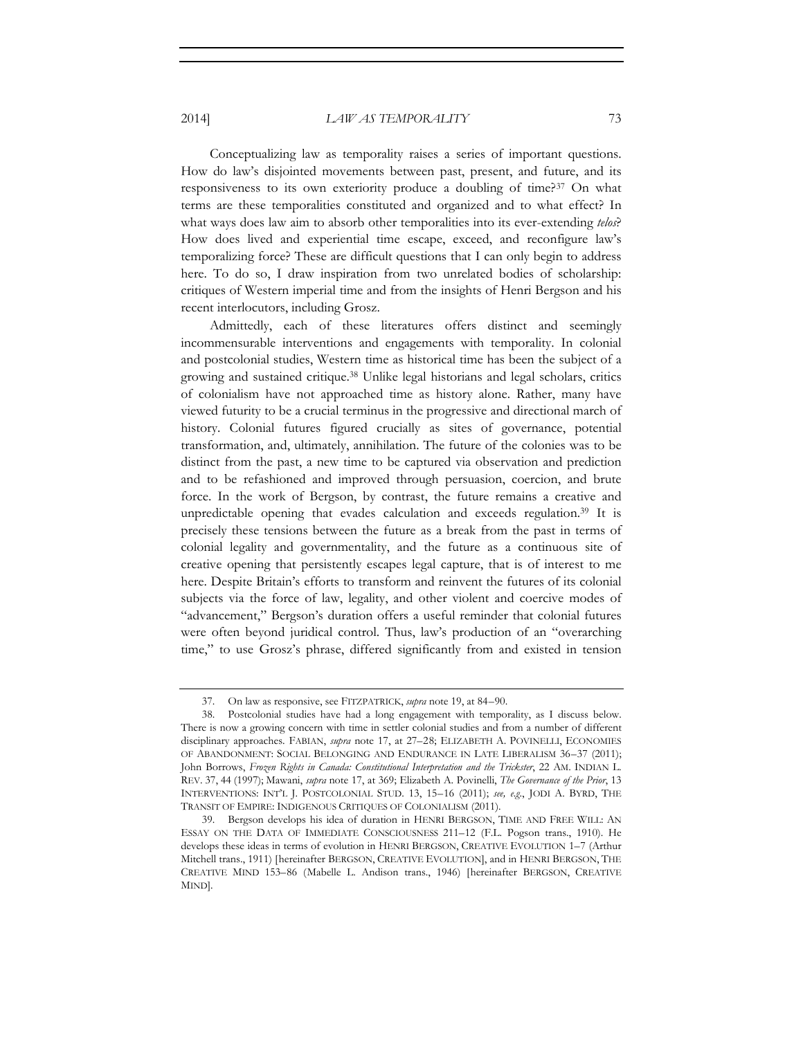Conceptualizing law as temporality raises a series of important questions. How do law's disjointed movements between past, present, and future, and its responsiveness to its own exteriority produce a doubling of time?[37] On what terms are these temporalities constituted and organized and to what effect? In what ways does law aim to absorb other temporalities into its ever-extending *telos*? How does lived and experiential time escape, exceed, and reconfigure law's temporalizing force? These are difficult questions that I can only begin to address here. To do so, I draw inspiration from two unrelated bodies of scholarship: critiques of Western imperial time and from the insights of Henri Bergson and his recent interlocutors, including Grosz.

Admittedly, each of these literatures offers distinct and seemingly incommensurable interventions and engagements with temporality. In colonial and postcolonial studies, Western time as historical time has been the subject of a growing and sustained critique.[38] Unlike legal historians and legal scholars, critics of colonialism have not approached time as history alone. Rather, many have viewed futurity to be a crucial terminus in the progressive and directional march of history. Colonial futures figured crucially as sites of governance, potential transformation, and, ultimately, annihilation. The future of the colonies was to be distinct from the past, a new time to be captured via observation and prediction and to be refashioned and improved through persuasion, coercion, and brute force. In the work of Bergson, by contrast, the future remains a creative and unpredictable opening that evades calculation and exceeds regulation.[39] It is precisely these tensions between the future as a break from the past in terms of colonial legality and governmentality, and the future as a continuous site of creative opening that persistently escapes legal capture, that is of interest to me here. Despite Britain's efforts to transform and reinvent the futures of its colonial subjects via the force of law, legality, and other violent and coercive modes of "advancement," Bergson's duration offers a useful reminder that colonial futures were often beyond juridical control. Thus, law's production of an "overarching time," to use Grosz's phrase, differed significantly from and existed in tension

---

37. On law as responsive, see FITZPATRICK, *supra* note 19, at 84–90.

38. Postcolonial studies have had a long engagement with temporality, as I discuss below. There is now a growing concern with time in settler colonial studies and from a number of different disciplinary approaches. FABIAN, *supra* note 17, at 27–28; ELIZABETH A. POVINELLI, ECONOMIES OF ABANDONMENT: SOCIAL BELONGING AND ENDURANCE IN LATE LIBERALISM 36–37 (2011); John Borrows, *Frozen Rights in Canada: Constitutional Interpretation and the Trickster*, 22 AM. INDIAN L. REV. 37, 44 (1997); Mawani, *supra* note 17, at 369; Elizabeth A. Povinelli, *The Governance of the Prior*, 13 INTERVENTIONS: INT'L J. POSTCOLONIAL STUD. 13, 15–16 (2011); *see, e.g.*, JODI A. BYRD, THE TRANSIT OF EMPIRE: INDIGENOUS CRITIQUES OF COLONIALISM (2011).

39. Bergson develops his idea of duration in HENRI BERGSON, TIME AND FREE WILL: AN ESSAY ON THE DATA OF IMMEDIATE CONSCIOUSNESS 211–12 (F.L. Pogson trans., 1910). He develops these ideas in terms of evolution in HENRI BERGSON, CREATIVE EVOLUTION 1–7 (Arthur Mitchell trans., 1911) [hereinafter BERGSON, CREATIVE EVOLUTION], and in HENRI BERGSON, THE CREATIVE MIND 153–86 (Mabelle L. Andison trans., 1946) [hereinafter BERGSON, CREATIVE MIND].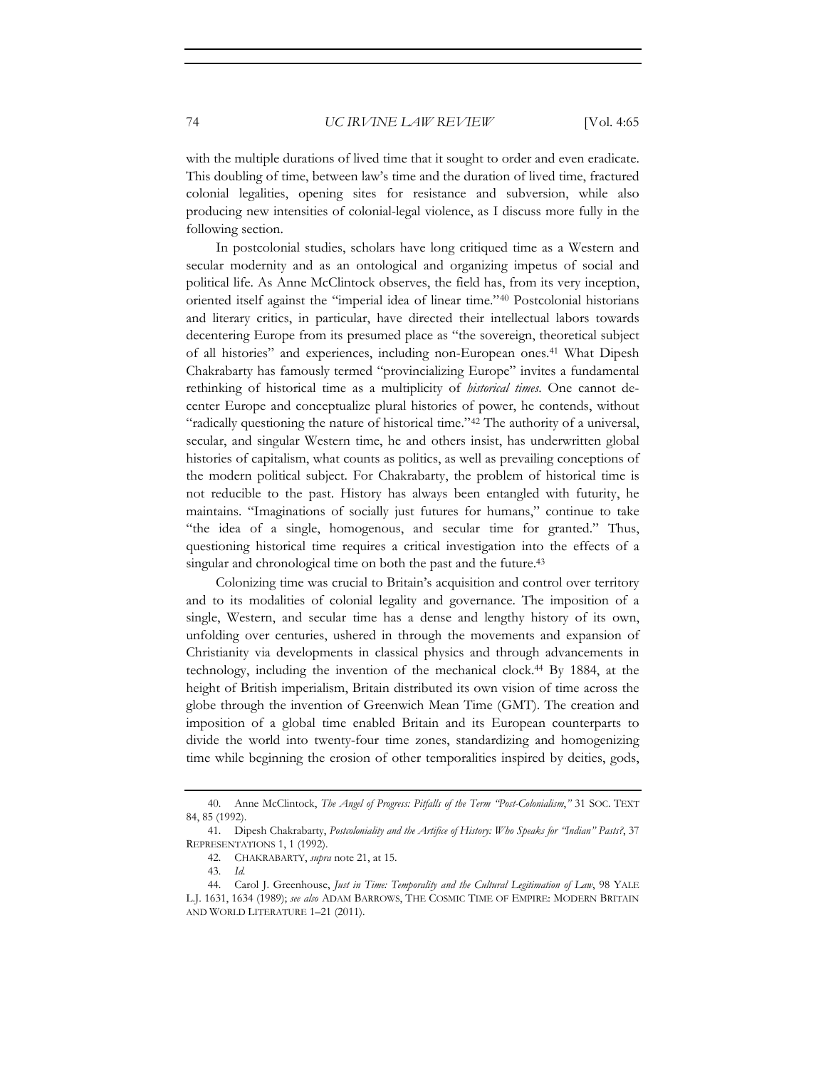with the multiple durations of lived time that it sought to order and even eradicate. This doubling of time, between law's time and the duration of lived time, fractured colonial legalities, opening sites for resistance and subversion, while also producing new intensities of colonial-legal violence, as I discuss more fully in the following section.

In postcolonial studies, scholars have long critiqued time as a Western and secular modernity and as an ontological and organizing impetus of social and political life. As Anne McClintock observes, the field has, from its very inception, oriented itself against the "imperial idea of linear time."[40] Postcolonial historians and literary critics, in particular, have directed their intellectual labors towards decentering Europe from its presumed place as "the sovereign, theoretical subject of all histories" and experiences, including non-European ones.[41] What Dipesh Chakrabarty has famously termed "provincializing Europe" invites a fundamental rethinking of historical time as a multiplicity of *historical times*. One cannot de-center Europe and conceptualize plural histories of power, he contends, without "radically questioning the nature of historical time."[42] The authority of a universal, secular, and singular Western time, he and others insist, has underwritten global histories of capitalism, what counts as politics, as well as prevailing conceptions of the modern political subject. For Chakrabarty, the problem of historical time is not reducible to the past. History has always been entangled with futurity, he maintains. "Imaginations of socially just futures for humans," continue to take "the idea of a single, homogenous, and secular time for granted." Thus, questioning historical time requires a critical investigation into the effects of a singular and chronological time on both the past and the future.[43]

Colonizing time was crucial to Britain's acquisition and control over territory and to its modalities of colonial legality and governance. The imposition of a single, Western, and secular time has a dense and lengthy history of its own, unfolding over centuries, ushered in through the movements and expansion of Christianity via developments in classical physics and through advancements in technology, including the invention of the mechanical clock.[44] By 1884, at the height of British imperialism, Britain distributed its own vision of time across the globe through the invention of Greenwich Mean Time (GMT). The creation and imposition of a global time enabled Britain and its European counterparts to divide the world into twenty-four time zones, standardizing and homogenizing time while beginning the erosion of other temporalities inspired by deities, gods,

---

40. Anne McClintock, *The Angel of Progress: Pitfalls of the Term "Post-Colonialism*,*"* 31 SOC. TEXT 84, 85 (1992).

41. Dipesh Chakrabarty, *Postcoloniality and the Artifice of History: Who Speaks for "Indian" Pasts?*, 37 REPRESENTATIONS 1, 1 (1992).

42. CHAKRABARTY, *supra* note 21, at 15.

43. *Id.*

44. Carol J. Greenhouse, *Just in Time: Temporality and the Cultural Legitimation of Law*, 98 YALE L.J. 1631, 1634 (1989); *see also* ADAM BARROWS, THE COSMIC TIME OF EMPIRE: MODERN BRITAIN AND WORLD LITERATURE 1–21 (2011).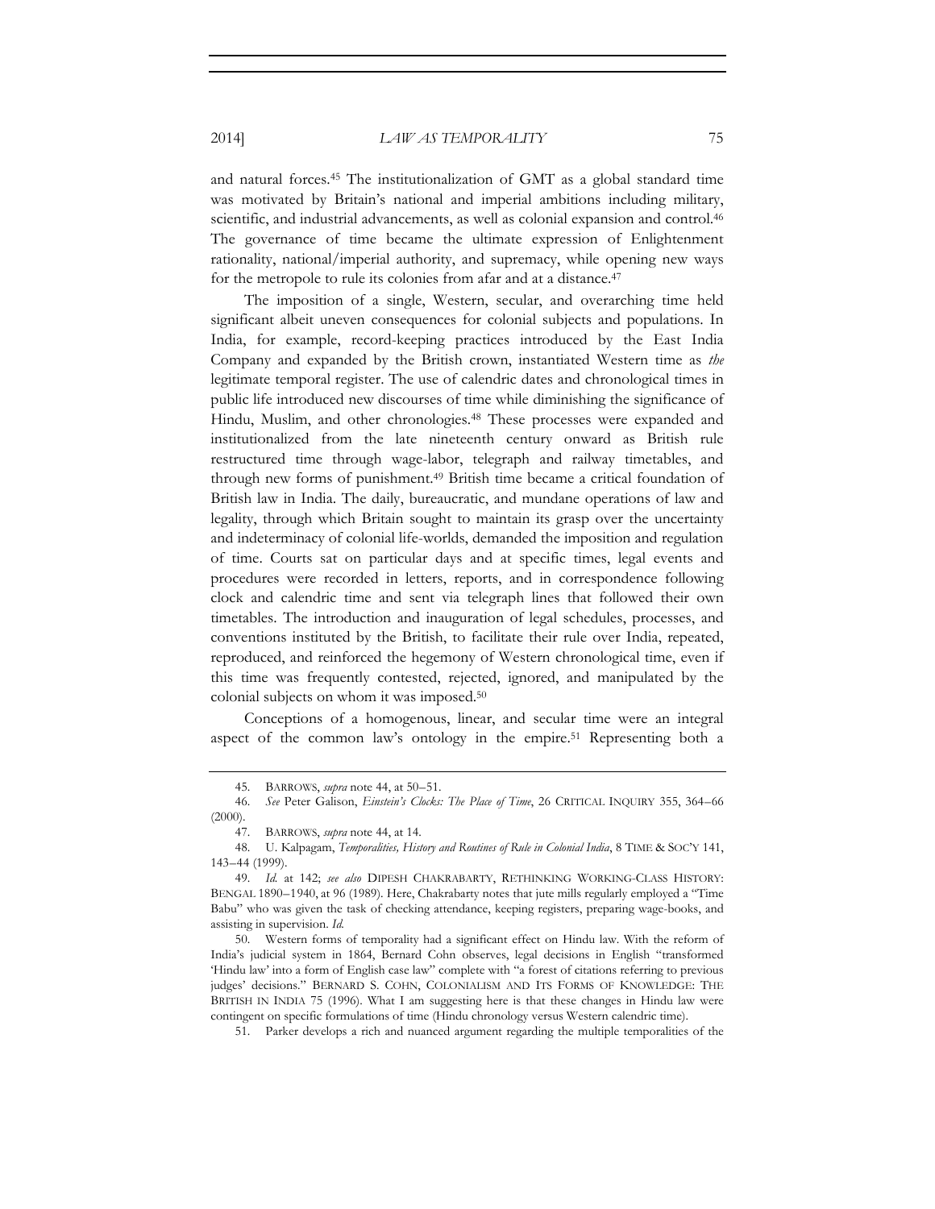and natural forces.[45] The institutionalization of GMT as a global standard time was motivated by Britain's national and imperial ambitions including military, scientific, and industrial advancements, as well as colonial expansion and control.[46] The governance of time became the ultimate expression of Enlightenment rationality, national/imperial authority, and supremacy, while opening new ways for the metropole to rule its colonies from afar and at a distance.[47]

The imposition of a single, Western, secular, and overarching time held significant albeit uneven consequences for colonial subjects and populations. In India, for example, record-keeping practices introduced by the East India Company and expanded by the British crown, instantiated Western time as *the* legitimate temporal register. The use of calendric dates and chronological times in public life introduced new discourses of time while diminishing the significance of Hindu, Muslim, and other chronologies.[48] These processes were expanded and institutionalized from the late nineteenth century onward as British rule restructured time through wage-labor, telegraph and railway timetables, and through new forms of punishment.[49] British time became a critical foundation of British law in India. The daily, bureaucratic, and mundane operations of law and legality, through which Britain sought to maintain its grasp over the uncertainty and indeterminacy of colonial life-worlds, demanded the imposition and regulation of time. Courts sat on particular days and at specific times, legal events and procedures were recorded in letters, reports, and in correspondence following clock and calendric time and sent via telegraph lines that followed their own timetables. The introduction and inauguration of legal schedules, processes, and conventions instituted by the British, to facilitate their rule over India, repeated, reproduced, and reinforced the hegemony of Western chronological time, even if this time was frequently contested, rejected, ignored, and manipulated by the colonial subjects on whom it was imposed.[50]

Conceptions of a homogenous, linear, and secular time were an integral aspect of the common law's ontology in the empire.[51] Representing both a

---

45. BARROWS, *supra* note 44, at 50–51.

46. *See* Peter Galison, *Einstein's Clocks: The Place of Time*, 26 CRITICAL INQUIRY 355, 364–66 (2000).

47. BARROWS, *supra* note 44, at 14.

48. U. Kalpagam, *Temporalities, History and Routines of Rule in Colonial India*, 8 TIME & SOC'Y 141, 143–44 (1999).

49. *Id.* at 142; *see also* DIPESH CHAKRABARTY, RETHINKING WORKING-CLASS HISTORY: BENGAL 1890–1940, at 96 (1989). Here, Chakrabarty notes that jute mills regularly employed a "Time Babu" who was given the task of checking attendance, keeping registers, preparing wage-books, and assisting in supervision. *Id.*

50. Western forms of temporality had a significant effect on Hindu law. With the reform of India's judicial system in 1864, Bernard Cohn observes, legal decisions in English "transformed 'Hindu law' into a form of English case law" complete with "a forest of citations referring to previous judges' decisions." BERNARD S. COHN, COLONIALISM AND ITS FORMS OF KNOWLEDGE: THE BRITISH IN INDIA 75 (1996). What I am suggesting here is that these changes in Hindu law were contingent on specific formulations of time (Hindu chronology versus Western calendric time).

51. Parker develops a rich and nuanced argument regarding the multiple temporalities of the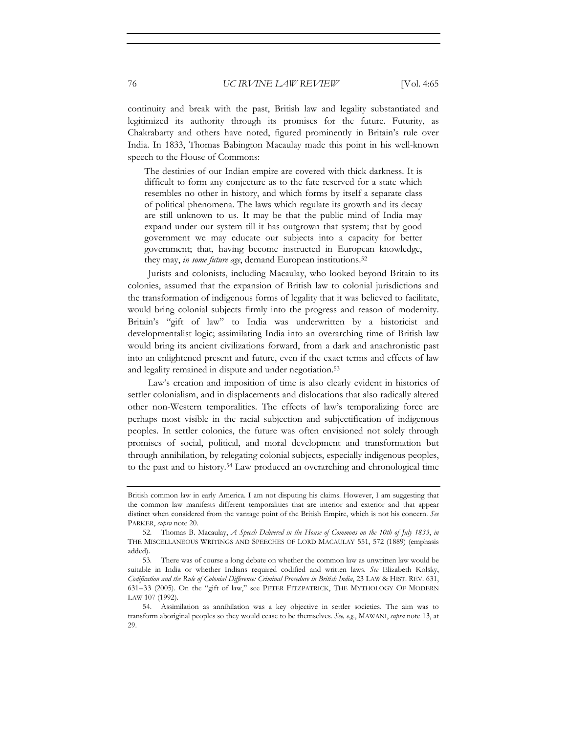continuity and break with the past, British law and legality substantiated and legitimized its authority through its promises for the future. Futurity, as Chakrabarty and others have noted, figured prominently in Britain's rule over India. In 1833, Thomas Babington Macaulay made this point in his well-known speech to the House of Commons:

> The destinies of our Indian empire are covered with thick darkness. It is difficult to form any conjecture as to the fate reserved for a state which resembles no other in history, and which forms by itself a separate class of political phenomena. The laws which regulate its growth and its decay are still unknown to us. It may be that the public mind of India may expand under our system till it has outgrown that system; that by good government we may educate our subjects into a capacity for better government; that, having become instructed in European knowledge, they may, *in some future age*, demand European institutions.[52]

Jurists and colonists, including Macaulay, who looked beyond Britain to its colonies, assumed that the expansion of British law to colonial jurisdictions and the transformation of indigenous forms of legality that it was believed to facilitate, would bring colonial subjects firmly into the progress and reason of modernity. Britain's "gift of law" to India was underwritten by a historicist and developmentalist logic; assimilating India into an overarching time of British law would bring its ancient civilizations forward, from a dark and anachronistic past into an enlightened present and future, even if the exact terms and effects of law and legality remained in dispute and under negotiation.[53]

Law's creation and imposition of time is also clearly evident in histories of settler colonialism, and in displacements and dislocations that also radically altered other non-Western temporalities. The effects of law's temporalizing force are perhaps most visible in the racial subjection and subjectification of indigenous peoples. In settler colonies, the future was often envisioned not solely through promises of social, political, and moral development and transformation but through annihilation, by relegating colonial subjects, especially indigenous peoples, to the past and to history.[54] Law produced an overarching and chronological time

---

British common law in early America. I am not disputing his claims. However, I am suggesting that the common law manifests different temporalities that are interior and exterior and that appear distinct when considered from the vantage point of the British Empire, which is not his concern. *See* PARKER, *supra* note 20.

52. Thomas B. Macaulay, *A Speech Delivered in the House of Commons on the 10th of July 1833*, *in* THE MISCELLANEOUS WRITINGS AND SPEECHES OF LORD MACAULAY 551, 572 (1889) (emphasis added).

53. There was of course a long debate on whether the common law as unwritten law would be suitable in India or whether Indians required codified and written laws. *See* Elizabeth Kolsky, *Codification and the Rule of Colonial Difference: Criminal Procedure in British India*, 23 LAW & HIST. REV. 631, 631–33 (2005). On the "gift of law," see PETER FITZPATRICK, THE MYTHOLOGY OF MODERN LAW 107 (1992).

54. Assimilation as annihilation was a key objective in settler societies. The aim was to transform aboriginal peoples so they would cease to be themselves. *See, e.g.*, MAWANI, *supra* note 13, at 29.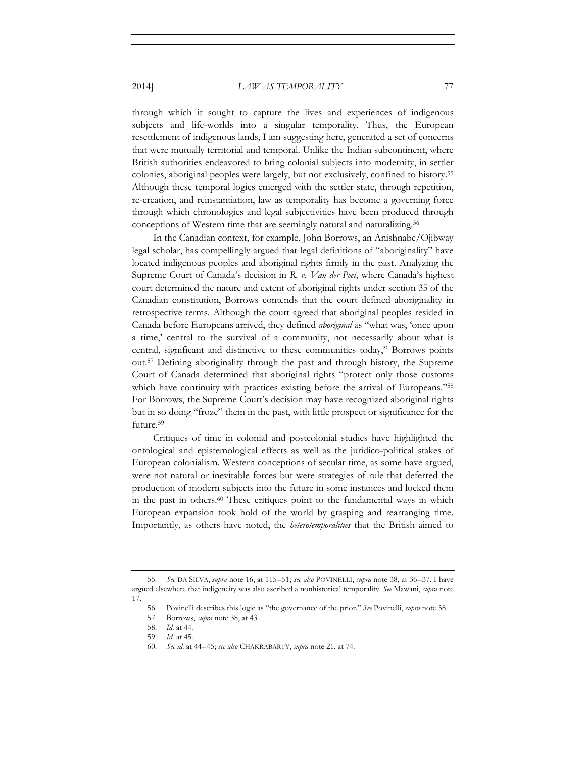through which it sought to capture the lives and experiences of indigenous subjects and life-worlds into a singular temporality. Thus, the European resettlement of indigenous lands, I am suggesting here, generated a set of concerns that were mutually territorial and temporal. Unlike the Indian subcontinent, where British authorities endeavored to bring colonial subjects into modernity, in settler colonies, aboriginal peoples were largely, but not exclusively, confined to history.[55] Although these temporal logics emerged with the settler state, through repetition, re-creation, and reinstantiation, law as temporality has become a governing force through which chronologies and legal subjectivities have been produced through conceptions of Western time that are seemingly natural and naturalizing.[56]

In the Canadian context, for example, John Borrows, an Anishnabe/Ojibway legal scholar, has compellingly argued that legal definitions of "aboriginality" have located indigenous peoples and aboriginal rights firmly in the past. Analyzing the Supreme Court of Canada's decision in *R. v. Van der Peet*, where Canada's highest court determined the nature and extent of aboriginal rights under section 35 of the Canadian constitution, Borrows contends that the court defined aboriginality in retrospective terms. Although the court agreed that aboriginal peoples resided in Canada before Europeans arrived, they defined *aboriginal* as "what was, 'once upon a time,' central to the survival of a community, not necessarily about what is central, significant and distinctive to these communities today," Borrows points out.[57] Defining aboriginality through the past and through history, the Supreme Court of Canada determined that aboriginal rights "protect only those customs which have continuity with practices existing before the arrival of Europeans."[58] For Borrows, the Supreme Court's decision may have recognized aboriginal rights but in so doing "froze" them in the past, with little prospect or significance for the future.[59]

Critiques of time in colonial and postcolonial studies have highlighted the ontological and epistemological effects as well as the juridico-political stakes of European colonialism. Western conceptions of secular time, as some have argued, were not natural or inevitable forces but were strategies of rule that deferred the production of modern subjects into the future in some instances and locked them in the past in others.[60] These critiques point to the fundamental ways in which European expansion took hold of the world by grasping and rearranging time. Importantly, as others have noted, the *heterotemporalities* that the British aimed to

---

55. *See* DA SILVA, *supra* note 16, at 115–51; *see also* POVINELLI, *supra* note 38, at 36–37. I have argued elsewhere that indigeneity was also ascribed a nonhistorical temporality. *See* Mawani, *supra* note 17.

56. Povinelli describes this logic as "the governance of the prior." *See* Povinelli, *supra* note 38.

57. Borrows, *supra* note 38, at 43.

58. *Id.* at 44.

59. *Id.* at 45.

60. *See id.* at 44–45; *see also* CHAKRABARTY, *supra* note 21, at 74.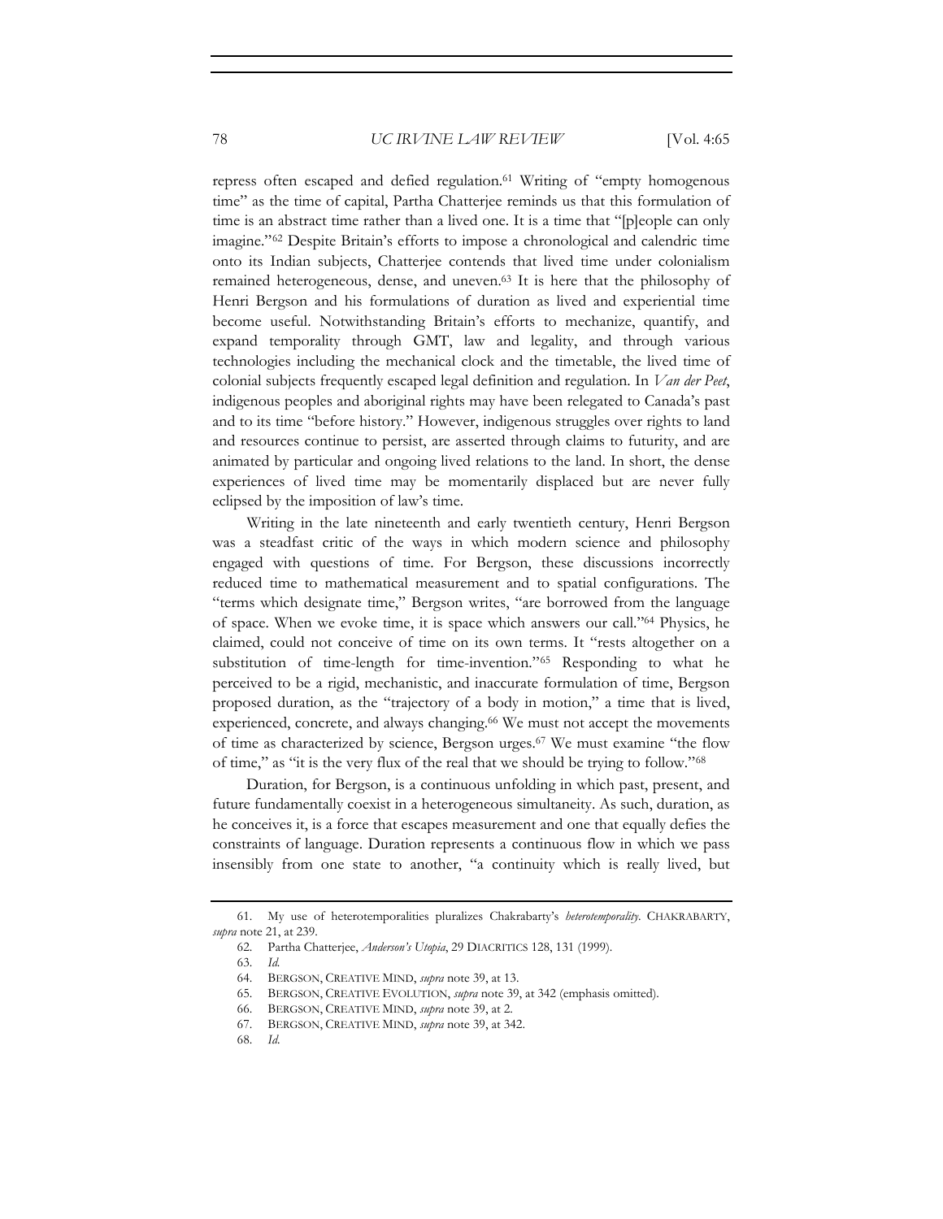repress often escaped and defied regulation.[61] Writing of "empty homogenous time" as the time of capital, Partha Chatterjee reminds us that this formulation of time is an abstract time rather than a lived one. It is a time that "[p]eople can only imagine."[62] Despite Britain's efforts to impose a chronological and calendric time onto its Indian subjects, Chatterjee contends that lived time under colonialism remained heterogeneous, dense, and uneven.[63] It is here that the philosophy of Henri Bergson and his formulations of duration as lived and experiential time become useful. Notwithstanding Britain's efforts to mechanize, quantify, and expand temporality through GMT, law and legality, and through various technologies including the mechanical clock and the timetable, the lived time of colonial subjects frequently escaped legal definition and regulation. In *Van der Peet*, indigenous peoples and aboriginal rights may have been relegated to Canada's past and to its time "before history." However, indigenous struggles over rights to land and resources continue to persist, are asserted through claims to futurity, and are animated by particular and ongoing lived relations to the land. In short, the dense experiences of lived time may be momentarily displaced but are never fully eclipsed by the imposition of law's time.

Writing in the late nineteenth and early twentieth century, Henri Bergson was a steadfast critic of the ways in which modern science and philosophy engaged with questions of time. For Bergson, these discussions incorrectly reduced time to mathematical measurement and to spatial configurations. The "terms which designate time," Bergson writes, "are borrowed from the language of space. When we evoke time, it is space which answers our call."[64] Physics, he claimed, could not conceive of time on its own terms. It "rests altogether on a substitution of time-length for time-invention."[65] Responding to what he perceived to be a rigid, mechanistic, and inaccurate formulation of time, Bergson proposed duration, as the "trajectory of a body in motion," a time that is lived, experienced, concrete, and always changing.[66] We must not accept the movements of time as characterized by science, Bergson urges.[67] We must examine "the flow of time," as "it is the very flux of the real that we should be trying to follow."[68]

Duration, for Bergson, is a continuous unfolding in which past, present, and future fundamentally coexist in a heterogeneous simultaneity. As such, duration, as he conceives it, is a force that escapes measurement and one that equally defies the constraints of language. Duration represents a continuous flow in which we pass insensibly from one state to another, "a continuity which is really lived, but

---

61. My use of heterotemporalities pluralizes Chakrabarty's *heterotemporality*. CHAKRABARTY, *supra* note 21, at 239.

62. Partha Chatterjee, *Anderson's Utopia*, 29 DIACRITICS 128, 131 (1999).

63. *Id.*

64. BERGSON, CREATIVE MIND, *supra* note 39, at 13.

65. BERGSON, CREATIVE EVOLUTION, *supra* note 39, at 342 (emphasis omitted).

66. BERGSON, CREATIVE MIND, *supra* note 39, at 2.

67. BERGSON, CREATIVE MIND, *supra* note 39, at 342.

68. *Id.*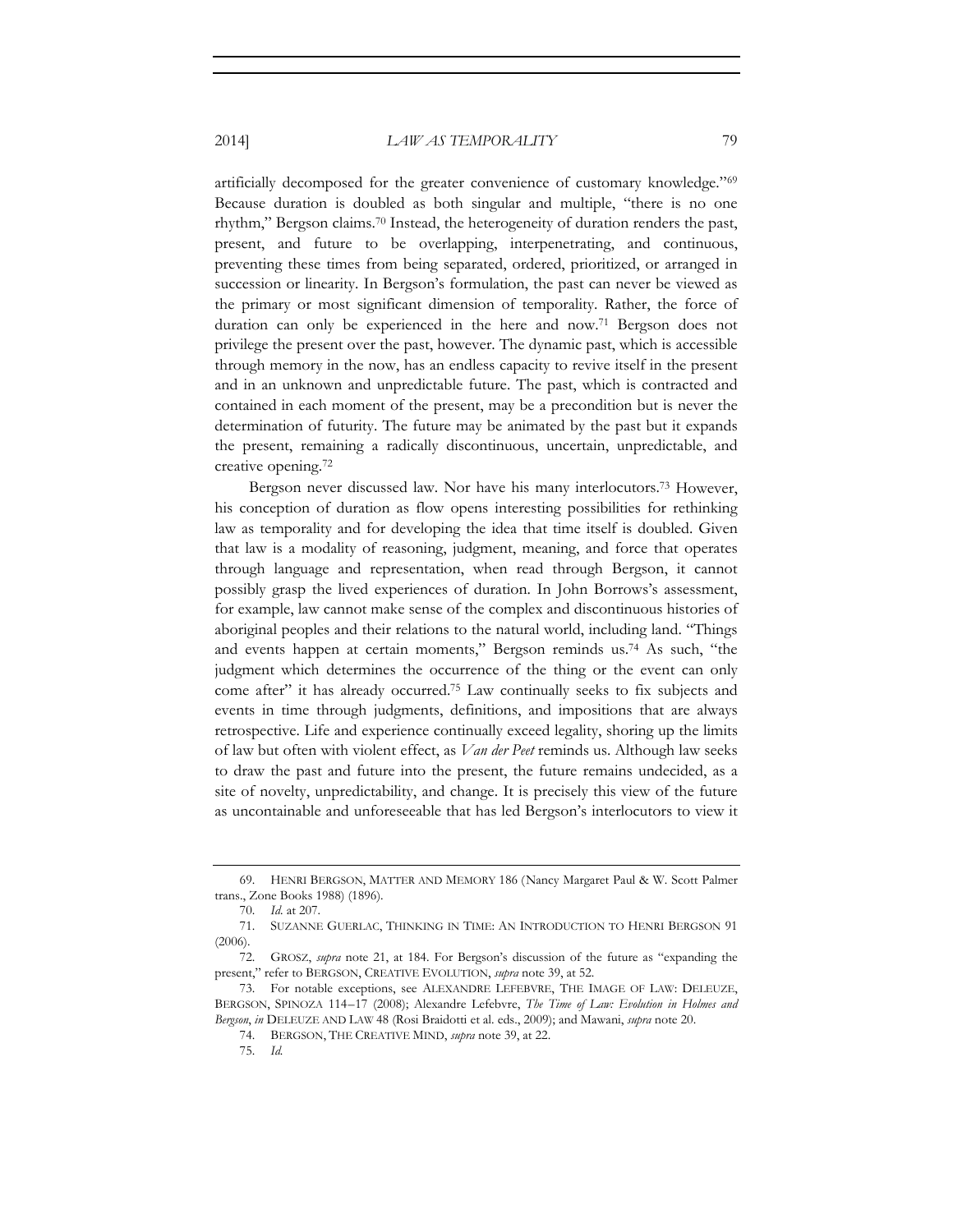artificially decomposed for the greater convenience of customary knowledge."[69] Because duration is doubled as both singular and multiple, "there is no one rhythm," Bergson claims.[70] Instead, the heterogeneity of duration renders the past, present, and future to be overlapping, interpenetrating, and continuous, preventing these times from being separated, ordered, prioritized, or arranged in succession or linearity. In Bergson's formulation, the past can never be viewed as the primary or most significant dimension of temporality. Rather, the force of duration can only be experienced in the here and now.[71] Bergson does not privilege the present over the past, however. The dynamic past, which is accessible through memory in the now, has an endless capacity to revive itself in the present and in an unknown and unpredictable future. The past, which is contracted and contained in each moment of the present, may be a precondition but is never the determination of futurity. The future may be animated by the past but it expands the present, remaining a radically discontinuous, uncertain, unpredictable, and creative opening.[72]

Bergson never discussed law. Nor have his many interlocutors.[73] However, his conception of duration as flow opens interesting possibilities for rethinking law as temporality and for developing the idea that time itself is doubled. Given that law is a modality of reasoning, judgment, meaning, and force that operates through language and representation, when read through Bergson, it cannot possibly grasp the lived experiences of duration. In John Borrows's assessment, for example, law cannot make sense of the complex and discontinuous histories of aboriginal peoples and their relations to the natural world, including land. "Things and events happen at certain moments," Bergson reminds us.[74] As such, "the judgment which determines the occurrence of the thing or the event can only come after" it has already occurred.[75] Law continually seeks to fix subjects and events in time through judgments, definitions, and impositions that are always retrospective. Life and experience continually exceed legality, shoring up the limits of law but often with violent effect, as *Van der Peet* reminds us. Although law seeks to draw the past and future into the present, the future remains undecided, as a site of novelty, unpredictability, and change. It is precisely this view of the future as uncontainable and unforeseeable that has led Bergson's interlocutors to view it

---

69. HENRI BERGSON, MATTER AND MEMORY 186 (Nancy Margaret Paul & W. Scott Palmer trans., Zone Books 1988) (1896).

70. *Id.* at 207.

71. SUZANNE GUERLAC, THINKING IN TIME: AN INTRODUCTION TO HENRI BERGSON 91 (2006).

72. GROSZ, *supra* note 21, at 184. For Bergson's discussion of the future as "expanding the present," refer to BERGSON, CREATIVE EVOLUTION, *supra* note 39, at 52.

73. For notable exceptions, see ALEXANDRE LEFEBVRE, THE IMAGE OF LAW: DELEUZE, BERGSON, SPINOZA 114–17 (2008); Alexandre Lefebvre, *The Time of Law: Evolution in Holmes and Bergson*, *in* DELEUZE AND LAW 48 (Rosi Braidotti et al. eds., 2009); and Mawani, *supra* note 20.

74. BERGSON, THE CREATIVE MIND, *supra* note 39, at 22.

75. *Id.*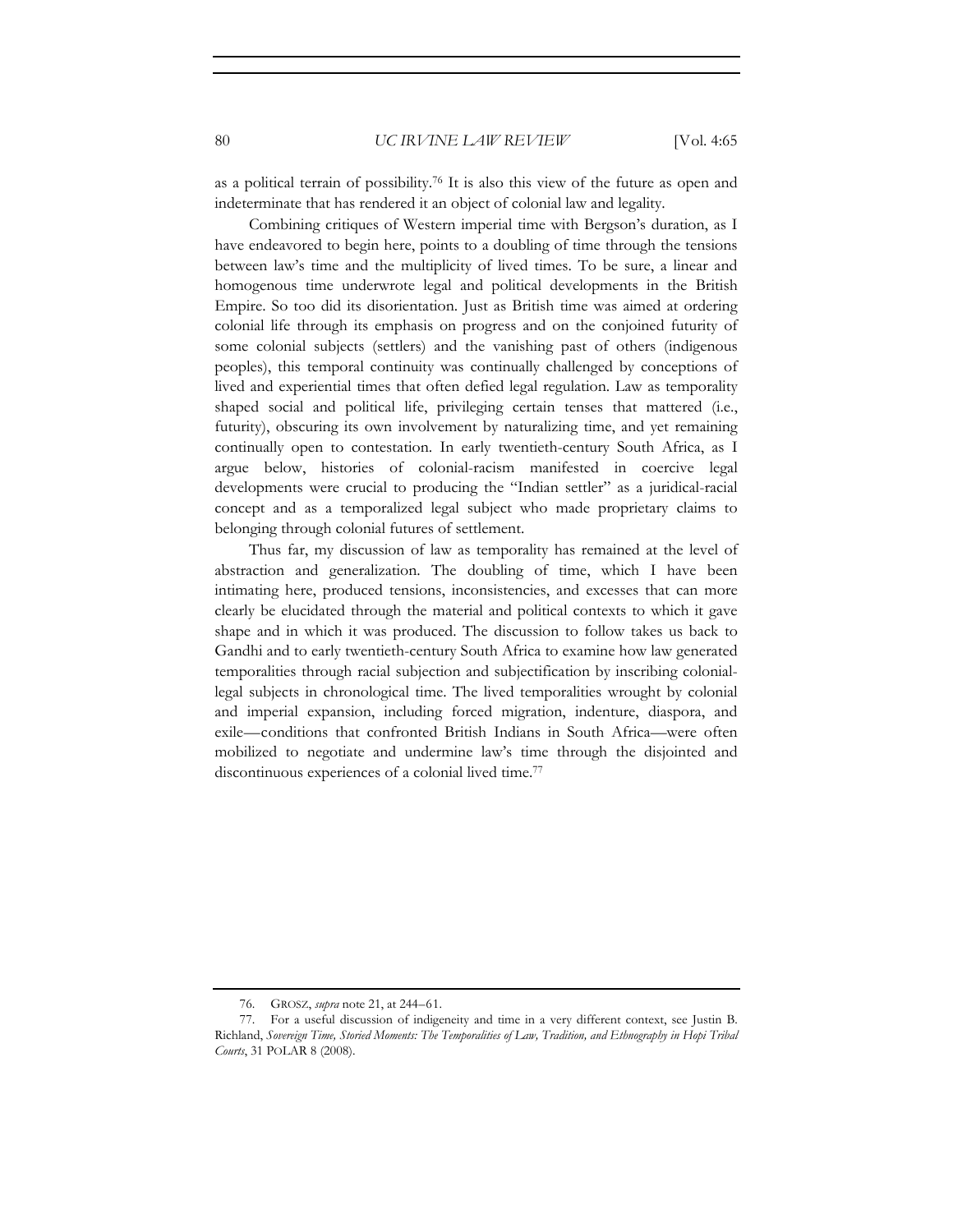as a political terrain of possibility.[76] It is also this view of the future as open and indeterminate that has rendered it an object of colonial law and legality.

Combining critiques of Western imperial time with Bergson's duration, as I have endeavored to begin here, points to a doubling of time through the tensions between law's time and the multiplicity of lived times. To be sure, a linear and homogenous time underwrote legal and political developments in the British Empire. So too did its disorientation. Just as British time was aimed at ordering colonial life through its emphasis on progress and on the conjoined futurity of some colonial subjects (settlers) and the vanishing past of others (indigenous peoples), this temporal continuity was continually challenged by conceptions of lived and experiential times that often defied legal regulation. Law as temporality shaped social and political life, privileging certain tenses that mattered (i.e., futurity), obscuring its own involvement by naturalizing time, and yet remaining continually open to contestation. In early twentieth-century South Africa, as I argue below, histories of colonial-racism manifested in coercive legal developments were crucial to producing the "Indian settler" as a juridical-racial concept and as a temporalized legal subject who made proprietary claims to belonging through colonial futures of settlement.

Thus far, my discussion of law as temporality has remained at the level of abstraction and generalization. The doubling of time, which I have been intimating here, produced tensions, inconsistencies, and excesses that can more clearly be elucidated through the material and political contexts to which it gave shape and in which it was produced. The discussion to follow takes us back to Gandhi and to early twentieth-century South Africa to examine how law generated temporalities through racial subjection and subjectification by inscribing colonial-legal subjects in chronological time. The lived temporalities wrought by colonial and imperial expansion, including forced migration, indenture, diaspora, and exile—conditions that confronted British Indians in South Africa—were often mobilized to negotiate and undermine law's time through the disjointed and discontinuous experiences of a colonial lived time.[77]

---

76. GROSZ, *supra* note 21, at 244–61.

77. For a useful discussion of indigeneity and time in a very different context, see Justin B. Richland, *Sovereign Time, Storied Moments: The Temporalities of Law, Tradition, and Ethnography in Hopi Tribal Courts*, 31 POLAR 8 (2008).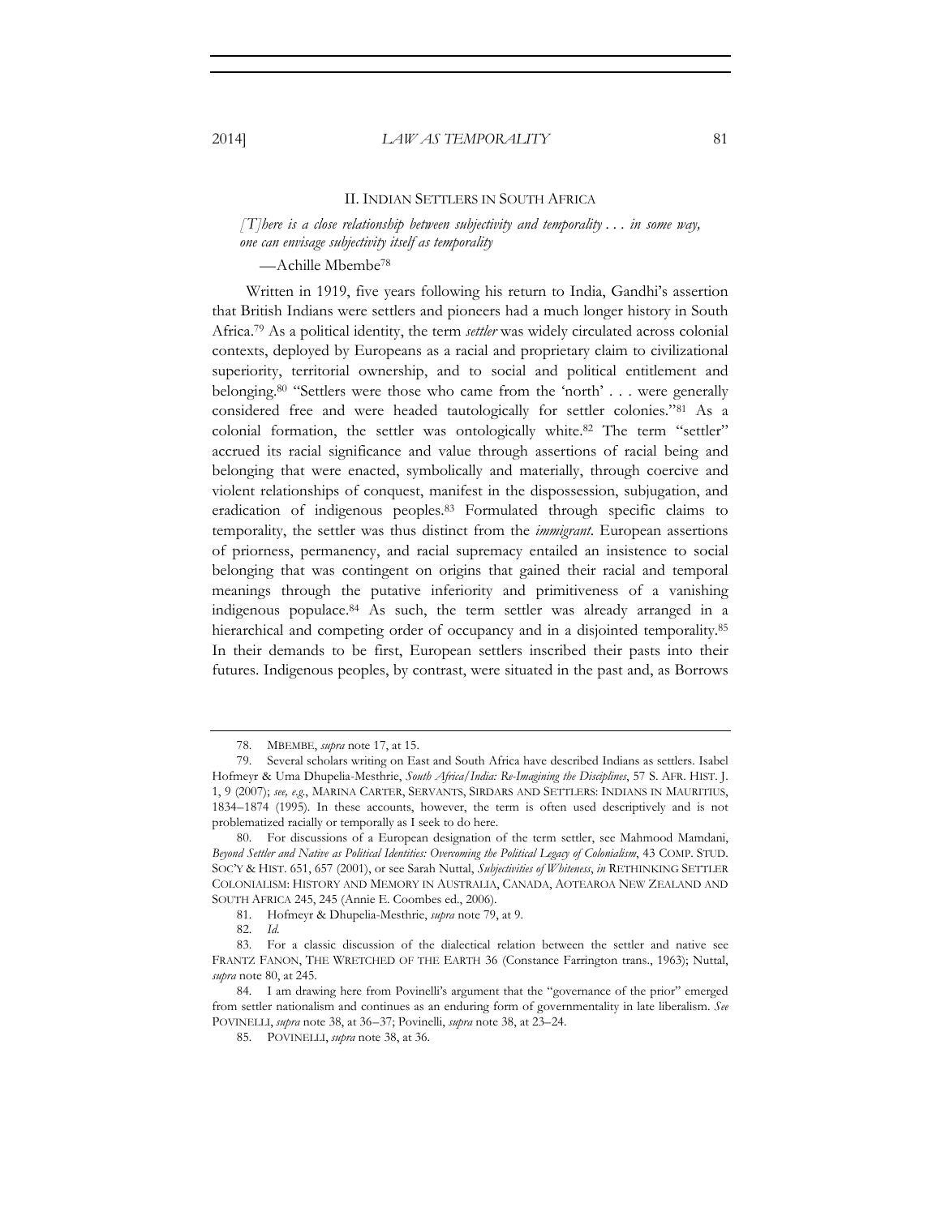## II. INDIAN SETTLERS IN SOUTH AFRICA

*[T]here is a close relationship between subjectivity and temporality . . . in some way, one can envisage subjectivity itself as temporality*

—Achille Mbembe[78]

Written in 1919, five years following his return to India, Gandhi's assertion that British Indians were settlers and pioneers had a much longer history in South Africa.[79] As a political identity, the term *settler* was widely circulated across colonial contexts, deployed by Europeans as a racial and proprietary claim to civilizational superiority, territorial ownership, and to social and political entitlement and belonging.[80] "Settlers were those who came from the 'north' . . . were generally considered free and were headed tautologically for settler colonies."[81] As a colonial formation, the settler was ontologically white.[82] The term "settler" accrued its racial significance and value through assertions of racial being and belonging that were enacted, symbolically and materially, through coercive and violent relationships of conquest, manifest in the dispossession, subjugation, and eradication of indigenous peoples.[83] Formulated through specific claims to temporality, the settler was thus distinct from the *immigrant*. European assertions of priorness, permanency, and racial supremacy entailed an insistence to social belonging that was contingent on origins that gained their racial and temporal meanings through the putative inferiority and primitiveness of a vanishing indigenous populace.[84] As such, the term settler was already arranged in a hierarchical and competing order of occupancy and in a disjointed temporality.[85] In their demands to be first, European settlers inscribed their pasts into their futures. Indigenous peoples, by contrast, were situated in the past and, as Borrows

---

78. MBEMBE, *supra* note 17, at 15.

79. Several scholars writing on East and South Africa have described Indians as settlers. Isabel Hofmeyr & Uma Dhupelia-Mesthrie, *South Africa/India: Re-Imagining the Disciplines*, 57 S. AFR. HIST. J. 1, 9 (2007); *see, e.g.*, MARINA CARTER, SERVANTS, SIRDARS AND SETTLERS: INDIANS IN MAURITIUS, 1834–1874 (1995). In these accounts, however, the term is often used descriptively and is not problematized racially or temporally as I seek to do here.

80. For discussions of a European designation of the term settler, see Mahmood Mamdani, *Beyond Settler and Native as Political Identities: Overcoming the Political Legacy of Colonialism*, 43 COMP. STUD. SOC'Y & HIST. 651, 657 (2001), or see Sarah Nuttal, *Subjectivities of Whiteness*, *in* RETHINKING SETTLER COLONIALISM: HISTORY AND MEMORY IN AUSTRALIA, CANADA, AOTEAROA NEW ZEALAND AND SOUTH AFRICA 245, 245 (Annie E. Coombes ed., 2006).

81. Hofmeyr & Dhupelia-Mesthrie, *supra* note 79, at 9.

82. *Id.*

83. For a classic discussion of the dialectical relation between the settler and native see FRANTZ FANON, THE WRETCHED OF THE EARTH 36 (Constance Farrington trans., 1963); Nuttal, *supra* note 80, at 245.

84. I am drawing here from Povinelli's argument that the "governance of the prior" emerged from settler nationalism and continues as an enduring form of governmentality in late liberalism. *See* POVINELLI, *supra* note 38, at 36–37; Povinelli, *supra* note 38, at 23–24.

85. POVINELLI, *supra* note 38, at 36.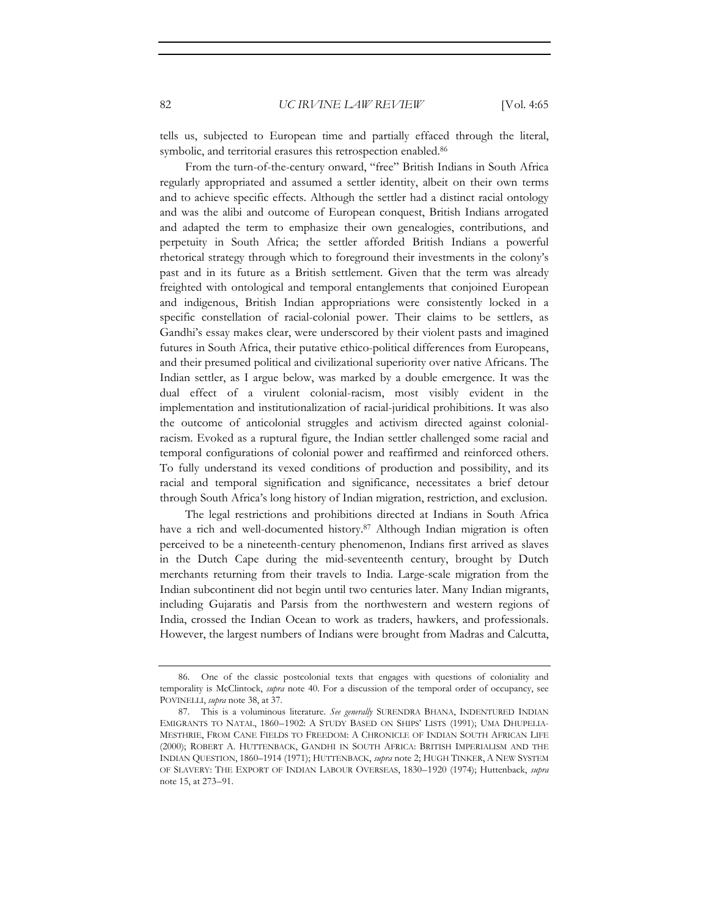tells us, subjected to European time and partially effaced through the literal, symbolic, and territorial erasures this retrospection enabled.[86]

From the turn-of-the-century onward, "free" British Indians in South Africa regularly appropriated and assumed a settler identity, albeit on their own terms and to achieve specific effects. Although the settler had a distinct racial ontology and was the alibi and outcome of European conquest, British Indians arrogated and adapted the term to emphasize their own genealogies, contributions, and perpetuity in South Africa; the settler afforded British Indians a powerful rhetorical strategy through which to foreground their investments in the colony's past and in its future as a British settlement. Given that the term was already freighted with ontological and temporal entanglements that conjoined European and indigenous, British Indian appropriations were consistently locked in a specific constellation of racial-colonial power. Their claims to be settlers, as Gandhi's essay makes clear, were underscored by their violent pasts and imagined futures in South Africa, their putative ethico-political differences from Europeans, and their presumed political and civilizational superiority over native Africans. The Indian settler, as I argue below, was marked by a double emergence. It was the dual effect of a virulent colonial-racism, most visibly evident in the implementation and institutionalization of racial-juridical prohibitions. It was also the outcome of anticolonial struggles and activism directed against colonial-racism. Evoked as a ruptural figure, the Indian settler challenged some racial and temporal configurations of colonial power and reaffirmed and reinforced others. To fully understand its vexed conditions of production and possibility, and its racial and temporal signification and significance, necessitates a brief detour through South Africa's long history of Indian migration, restriction, and exclusion.

The legal restrictions and prohibitions directed at Indians in South Africa have a rich and well-documented history.[87] Although Indian migration is often perceived to be a nineteenth-century phenomenon, Indians first arrived as slaves in the Dutch Cape during the mid-seventeenth century, brought by Dutch merchants returning from their travels to India. Large-scale migration from the Indian subcontinent did not begin until two centuries later. Many Indian migrants, including Gujaratis and Parsis from the northwestern and western regions of India, crossed the Indian Ocean to work as traders, hawkers, and professionals. However, the largest numbers of Indians were brought from Madras and Calcutta,

---

86. One of the classic postcolonial texts that engages with questions of coloniality and temporality is McClintock, *supra* note 40. For a discussion of the temporal order of occupancy, see POVINELLI, *supra* note 38, at 37.

87. This is a voluminous literature. *See generally* SURENDRA BHANA, INDENTURED INDIAN EMIGRANTS TO NATAL, 1860–1902: A STUDY BASED ON SHIPS' LISTS (1991); UMA DHUPELIA-MESTHRIE, FROM CANE FIELDS TO FREEDOM: A CHRONICLE OF INDIAN SOUTH AFRICAN LIFE (2000); ROBERT A. HUTTENBACK, GANDHI IN SOUTH AFRICA: BRITISH IMPERIALISM AND THE INDIAN QUESTION, 1860–1914 (1971); HUTTENBACK, *supra* note 2; HUGH TINKER, A NEW SYSTEM OF SLAVERY: THE EXPORT OF INDIAN LABOUR OVERSEAS, 1830–1920 (1974); Huttenback, *supra* note 15, at 273–91.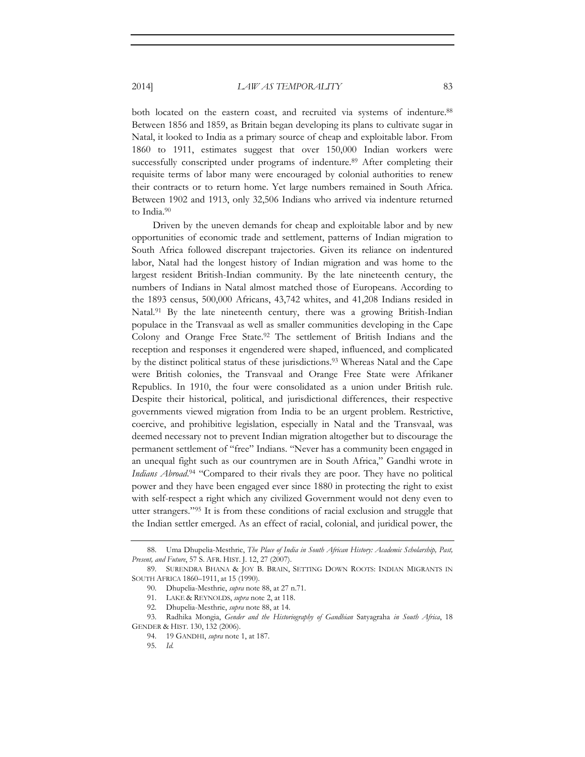both located on the eastern coast, and recruited via systems of indenture.[88] Between 1856 and 1859, as Britain began developing its plans to cultivate sugar in Natal, it looked to India as a primary source of cheap and exploitable labor. From 1860 to 1911, estimates suggest that over 150,000 Indian workers were successfully conscripted under programs of indenture.[89] After completing their requisite terms of labor many were encouraged by colonial authorities to renew their contracts or to return home. Yet large numbers remained in South Africa. Between 1902 and 1913, only 32,506 Indians who arrived via indenture returned to India.[90]

Driven by the uneven demands for cheap and exploitable labor and by new opportunities of economic trade and settlement, patterns of Indian migration to South Africa followed discrepant trajectories. Given its reliance on indentured labor, Natal had the longest history of Indian migration and was home to the largest resident British-Indian community. By the late nineteenth century, the numbers of Indians in Natal almost matched those of Europeans. According to the 1893 census, 500,000 Africans, 43,742 whites, and 41,208 Indians resided in Natal.[91] By the late nineteenth century, there was a growing British-Indian populace in the Transvaal as well as smaller communities developing in the Cape Colony and Orange Free State.[92] The settlement of British Indians and the reception and responses it engendered were shaped, influenced, and complicated by the distinct political status of these jurisdictions.[93] Whereas Natal and the Cape were British colonies, the Transvaal and Orange Free State were Afrikaner Republics. In 1910, the four were consolidated as a union under British rule. Despite their historical, political, and jurisdictional differences, their respective governments viewed migration from India to be an urgent problem. Restrictive, coercive, and prohibitive legislation, especially in Natal and the Transvaal, was deemed necessary not to prevent Indian migration altogether but to discourage the permanent settlement of "free" Indians. "Never has a community been engaged in an unequal fight such as our countrymen are in South Africa," Gandhi wrote in *Indians Abroad*.[94] "Compared to their rivals they are poor. They have no political power and they have been engaged ever since 1880 in protecting the right to exist with self-respect a right which any civilized Government would not deny even to utter strangers."[95] It is from these conditions of racial exclusion and struggle that the Indian settler emerged. As an effect of racial, colonial, and juridical power, the

---

88. Uma Dhupelia-Mesthrie, *The Place of India in South African History: Academic Scholarship, Past, Present, and Future*, 57 S. AFR. HIST. J. 12, 27 (2007).

89. SURENDRA BHANA & JOY B. BRAIN, SETTING DOWN ROOTS: INDIAN MIGRANTS IN SOUTH AFRICA 1860–1911, at 15 (1990).

90. Dhupelia-Mesthrie, *supra* note 88, at 27 n.71.

91. LAKE & REYNOLDS, *supra* note 2, at 118.

92. Dhupelia-Mesthrie, *supra* note 88, at 14.

93. Radhika Mongia, *Gender and the Historiography of Gandhian* Satyagraha *in South Africa*, 18 GENDER & HIST. 130, 132 (2006).

94. 19 GANDHI, *supra* note 1, at 187.

95. *Id.*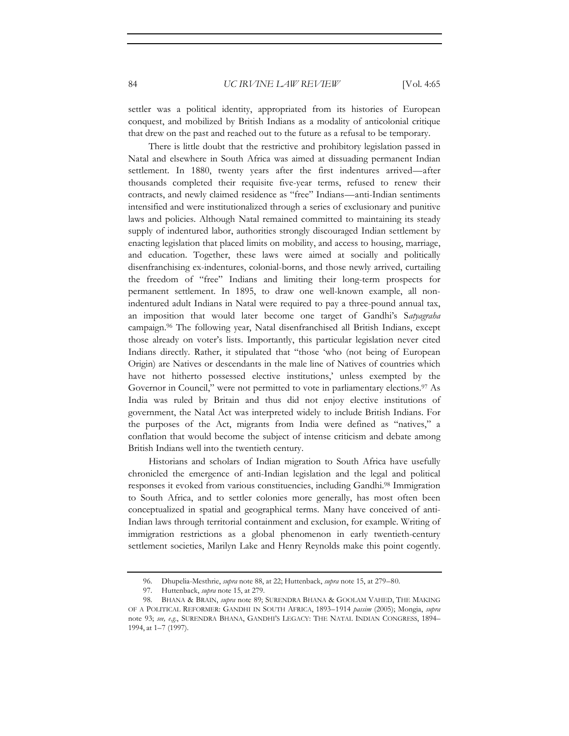settler was a political identity, appropriated from its histories of European conquest, and mobilized by British Indians as a modality of anticolonial critique that drew on the past and reached out to the future as a refusal to be temporary.

There is little doubt that the restrictive and prohibitory legislation passed in Natal and elsewhere in South Africa was aimed at dissuading permanent Indian settlement. In 1880, twenty years after the first indentures arrived—after thousands completed their requisite five-year terms, refused to renew their contracts, and newly claimed residence as "free" Indians—anti-Indian sentiments intensified and were institutionalized through a series of exclusionary and punitive laws and policies. Although Natal remained committed to maintaining its steady supply of indentured labor, authorities strongly discouraged Indian settlement by enacting legislation that placed limits on mobility, and access to housing, marriage, and education. Together, these laws were aimed at socially and politically disenfranchising ex-indentures, colonial-borns, and those newly arrived, curtailing the freedom of "free" Indians and limiting their long-term prospects for permanent settlement. In 1895, to draw one well-known example, all non-indentured adult Indians in Natal were required to pay a three-pound annual tax, an imposition that would later become one target of Gandhi's S*atyagraha* campaign.[96] The following year, Natal disenfranchised all British Indians, except those already on voter's lists. Importantly, this particular legislation never cited Indians directly. Rather, it stipulated that "those 'who (not being of European Origin) are Natives or descendants in the male line of Natives of countries which have not hitherto possessed elective institutions,' unless exempted by the Governor in Council," were not permitted to vote in parliamentary elections.[97] As India was ruled by Britain and thus did not enjoy elective institutions of government, the Natal Act was interpreted widely to include British Indians. For the purposes of the Act, migrants from India were defined as "natives," a conflation that would become the subject of intense criticism and debate among British Indians well into the twentieth century.

Historians and scholars of Indian migration to South Africa have usefully chronicled the emergence of anti-Indian legislation and the legal and political responses it evoked from various constituencies, including Gandhi.[98] Immigration to South Africa, and to settler colonies more generally, has most often been conceptualized in spatial and geographical terms. Many have conceived of anti-Indian laws through territorial containment and exclusion, for example. Writing of immigration restrictions as a global phenomenon in early twentieth-century settlement societies, Marilyn Lake and Henry Reynolds make this point cogently.

---

96. Dhupelia-Mesthrie, *supra* note 88, at 22; Huttenback, *supra* note 15, at 279–80.

97. Huttenback, *supra* note 15, at 279.

98. BHANA & BRAIN, *supra* note 89; SURENDRA BHANA & GOOLAM VAHED, THE MAKING OF A POLITICAL REFORMER: GANDHI IN SOUTH AFRICA, 1893–1914 *passim* (2005); Mongia, *supra* note 93; *see, e.g.*, SURENDRA BHANA, GANDHI'S LEGACY: THE NATAL INDIAN CONGRESS, 1894–1994, at 1–7 (1997).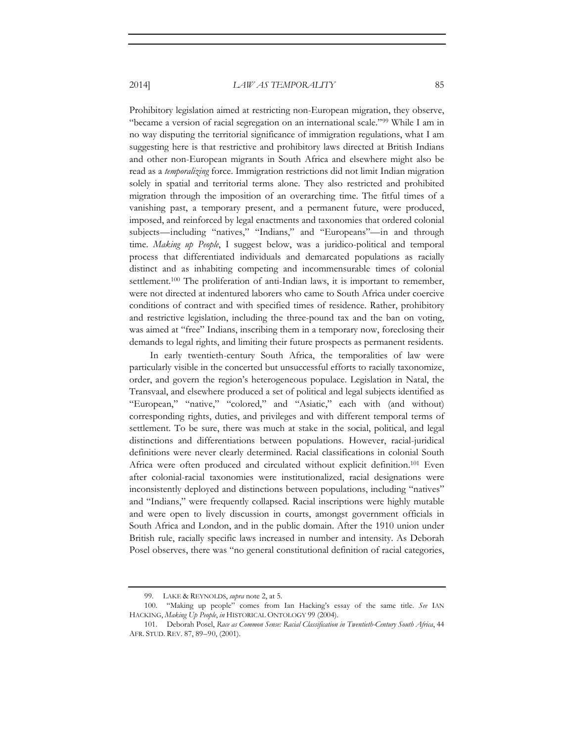Prohibitory legislation aimed at restricting non-European migration, they observe, "became a version of racial segregation on an international scale."[99] While I am in no way disputing the territorial significance of immigration regulations, what I am suggesting here is that restrictive and prohibitory laws directed at British Indians and other non-European migrants in South Africa and elsewhere might also be read as a *temporalizing* force. Immigration restrictions did not limit Indian migration solely in spatial and territorial terms alone. They also restricted and prohibited migration through the imposition of an overarching time. The fitful times of a vanishing past, a temporary present, and a permanent future, were produced, imposed, and reinforced by legal enactments and taxonomies that ordered colonial subjects—including "natives," "Indians," and "Europeans"—in and through time. *Making up People*, I suggest below, was a juridico-political and temporal process that differentiated individuals and demarcated populations as racially distinct and as inhabiting competing and incommensurable times of colonial settlement.[100] The proliferation of anti-Indian laws, it is important to remember, were not directed at indentured laborers who came to South Africa under coercive conditions of contract and with specified times of residence. Rather, prohibitory and restrictive legislation, including the three-pound tax and the ban on voting, was aimed at "free" Indians, inscribing them in a temporary now, foreclosing their demands to legal rights, and limiting their future prospects as permanent residents.

In early twentieth-century South Africa, the temporalities of law were particularly visible in the concerted but unsuccessful efforts to racially taxonomize, order, and govern the region's heterogeneous populace. Legislation in Natal, the Transvaal, and elsewhere produced a set of political and legal subjects identified as "European," "native," "colored," and "Asiatic," each with (and without) corresponding rights, duties, and privileges and with different temporal terms of settlement. To be sure, there was much at stake in the social, political, and legal distinctions and differentiations between populations. However, racial-juridical definitions were never clearly determined. Racial classifications in colonial South Africa were often produced and circulated without explicit definition.[101] Even after colonial-racial taxonomies were institutionalized, racial designations were inconsistently deployed and distinctions between populations, including "natives" and "Indians," were frequently collapsed. Racial inscriptions were highly mutable and were open to lively discussion in courts, amongst government officials in South Africa and London, and in the public domain. After the 1910 union under British rule, racially specific laws increased in number and intensity. As Deborah Posel observes, there was "no general constitutional definition of racial categories,

---

99. LAKE & REYNOLDS, *supra* note 2, at 5.

100. "Making up people" comes from Ian Hacking's essay of the same title. *See* IAN HACKING, *Making Up People*, *in* HISTORICAL ONTOLOGY 99 (2004).

101. Deborah Posel, *Race as Common Sense: Racial Classification in Twentieth-Century South Africa*, 44 AFR. STUD. REV. 87, 89–90, (2001).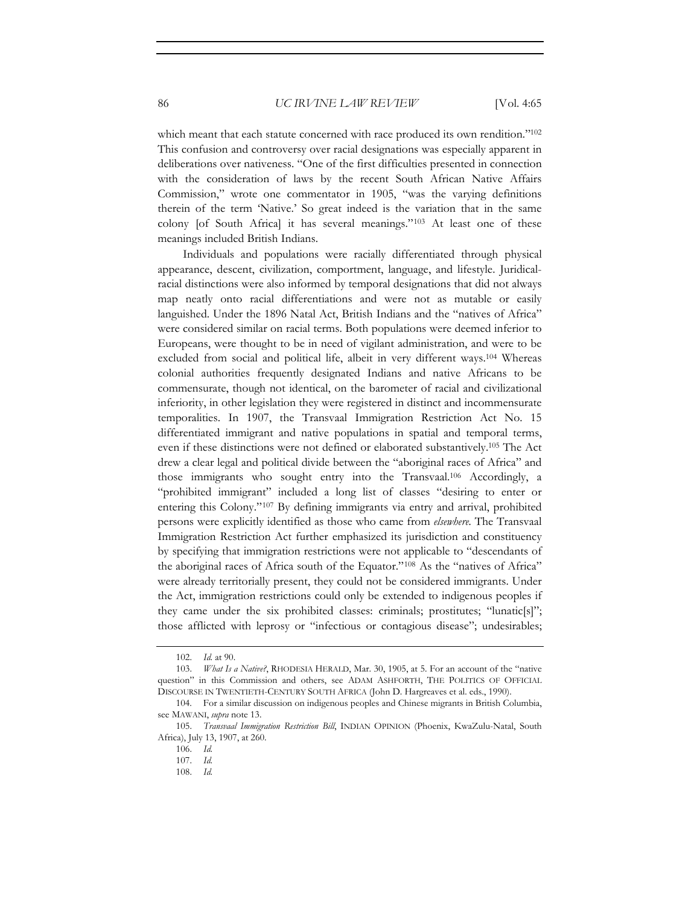which meant that each statute concerned with race produced its own rendition."[102] This confusion and controversy over racial designations was especially apparent in deliberations over nativeness. "One of the first difficulties presented in connection with the consideration of laws by the recent South African Native Affairs Commission," wrote one commentator in 1905, "was the varying definitions therein of the term 'Native.' So great indeed is the variation that in the same colony [of South Africa] it has several meanings."[103] At least one of these meanings included British Indians.

Individuals and populations were racially differentiated through physical appearance, descent, civilization, comportment, language, and lifestyle. Juridical-racial distinctions were also informed by temporal designations that did not always map neatly onto racial differentiations and were not as mutable or easily languished. Under the 1896 Natal Act, British Indians and the "natives of Africa" were considered similar on racial terms. Both populations were deemed inferior to Europeans, were thought to be in need of vigilant administration, and were to be excluded from social and political life, albeit in very different ways.[104] Whereas colonial authorities frequently designated Indians and native Africans to be commensurate, though not identical, on the barometer of racial and civilizational inferiority, in other legislation they were registered in distinct and incommensurate temporalities. In 1907, the Transvaal Immigration Restriction Act No. 15 differentiated immigrant and native populations in spatial and temporal terms, even if these distinctions were not defined or elaborated substantively.[105] The Act drew a clear legal and political divide between the "aboriginal races of Africa" and those immigrants who sought entry into the Transvaal.[106] Accordingly, a "prohibited immigrant" included a long list of classes "desiring to enter or entering this Colony."[107] By defining immigrants via entry and arrival, prohibited persons were explicitly identified as those who came from *elsewhere*. The Transvaal Immigration Restriction Act further emphasized its jurisdiction and constituency by specifying that immigration restrictions were not applicable to "descendants of the aboriginal races of Africa south of the Equator."[108] As the "natives of Africa" were already territorially present, they could not be considered immigrants. Under the Act, immigration restrictions could only be extended to indigenous peoples if they came under the six prohibited classes: criminals; prostitutes; "lunatic[s]"; those afflicted with leprosy or "infectious or contagious disease"; undesirables;

---

102. *Id.* at 90.

103. *What Is a Native?*, RHODESIA HERALD, Mar. 30, 1905, at 5. For an account of the "native question" in this Commission and others, see ADAM ASHFORTH, THE POLITICS OF OFFICIAL DISCOURSE IN TWENTIETH-CENTURY SOUTH AFRICA (John D. Hargreaves et al. eds., 1990).

104. For a similar discussion on indigenous peoples and Chinese migrants in British Columbia, see MAWANI, *supra* note 13.

105. *Transvaal Immigration Restriction Bill*, INDIAN OPINION (Phoenix, KwaZulu-Natal, South Africa), July 13, 1907, at 260.

106. *Id.*

107. *Id.*

108. *Id.*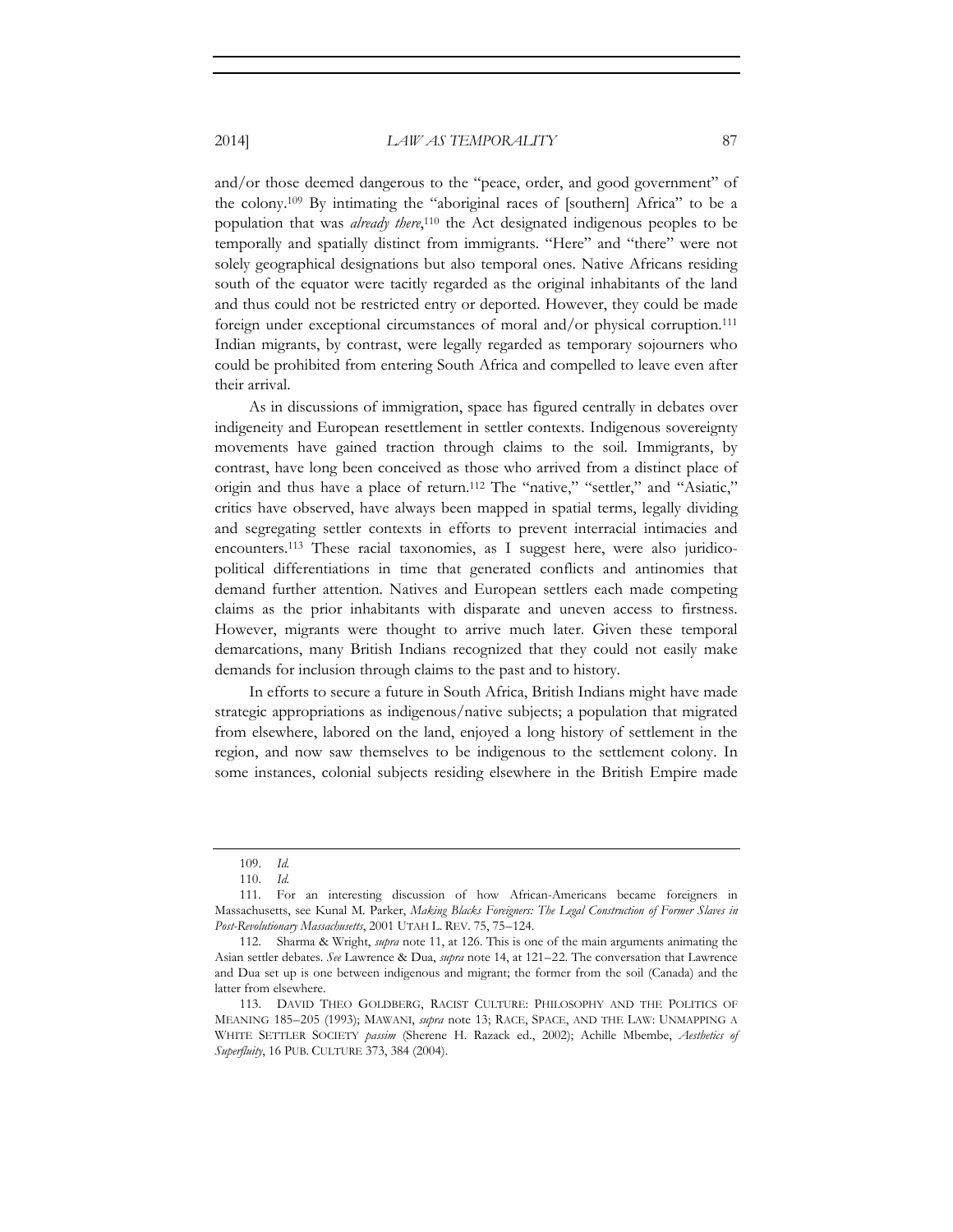and/or those deemed dangerous to the "peace, order, and good government" of the colony.[109] By intimating the "aboriginal races of [southern] Africa" to be a population that was *already there*,[110] the Act designated indigenous peoples to be temporally and spatially distinct from immigrants. "Here" and "there" were not solely geographical designations but also temporal ones. Native Africans residing south of the equator were tacitly regarded as the original inhabitants of the land and thus could not be restricted entry or deported. However, they could be made foreign under exceptional circumstances of moral and/or physical corruption.[111] Indian migrants, by contrast, were legally regarded as temporary sojourners who could be prohibited from entering South Africa and compelled to leave even after their arrival.

As in discussions of immigration, space has figured centrally in debates over indigeneity and European resettlement in settler contexts. Indigenous sovereignty movements have gained traction through claims to the soil. Immigrants, by contrast, have long been conceived as those who arrived from a distinct place of origin and thus have a place of return.[112] The "native," "settler," and "Asiatic," critics have observed, have always been mapped in spatial terms, legally dividing and segregating settler contexts in efforts to prevent interracial intimacies and encounters.[113] These racial taxonomies, as I suggest here, were also juridico-political differentiations in time that generated conflicts and antinomies that demand further attention. Natives and European settlers each made competing claims as the prior inhabitants with disparate and uneven access to firstness. However, migrants were thought to arrive much later. Given these temporal demarcations, many British Indians recognized that they could not easily make demands for inclusion through claims to the past and to history.

In efforts to secure a future in South Africa, British Indians might have made strategic appropriations as indigenous/native subjects; a population that migrated from elsewhere, labored on the land, enjoyed a long history of settlement in the region, and now saw themselves to be indigenous to the settlement colony. In some instances, colonial subjects residing elsewhere in the British Empire made

---

109. *Id.*

110. *Id.*

111. For an interesting discussion of how African-Americans became foreigners in Massachusetts, see Kunal M. Parker, *Making Blacks Foreigners: The Legal Construction of Former Slaves in Post-Revolutionary Massachusetts*, 2001 UTAH L. REV. 75, 75–124.

112. Sharma & Wright, *supra* note 11, at 126. This is one of the main arguments animating the Asian settler debates. *See* Lawrence & Dua, *supra* note 14, at 121–22. The conversation that Lawrence and Dua set up is one between indigenous and migrant; the former from the soil (Canada) and the latter from elsewhere.

113. DAVID THEO GOLDBERG, RACIST CULTURE: PHILOSOPHY AND THE POLITICS OF MEANING 185–205 (1993); MAWANI, *supra* note 13; RACE, SPACE, AND THE LAW: UNMAPPING A WHITE SETTLER SOCIETY *passim* (Sherene H. Razack ed., 2002); Achille Mbembe, *Aesthetics of Superfluity*, 16 PUB. CULTURE 373, 384 (2004).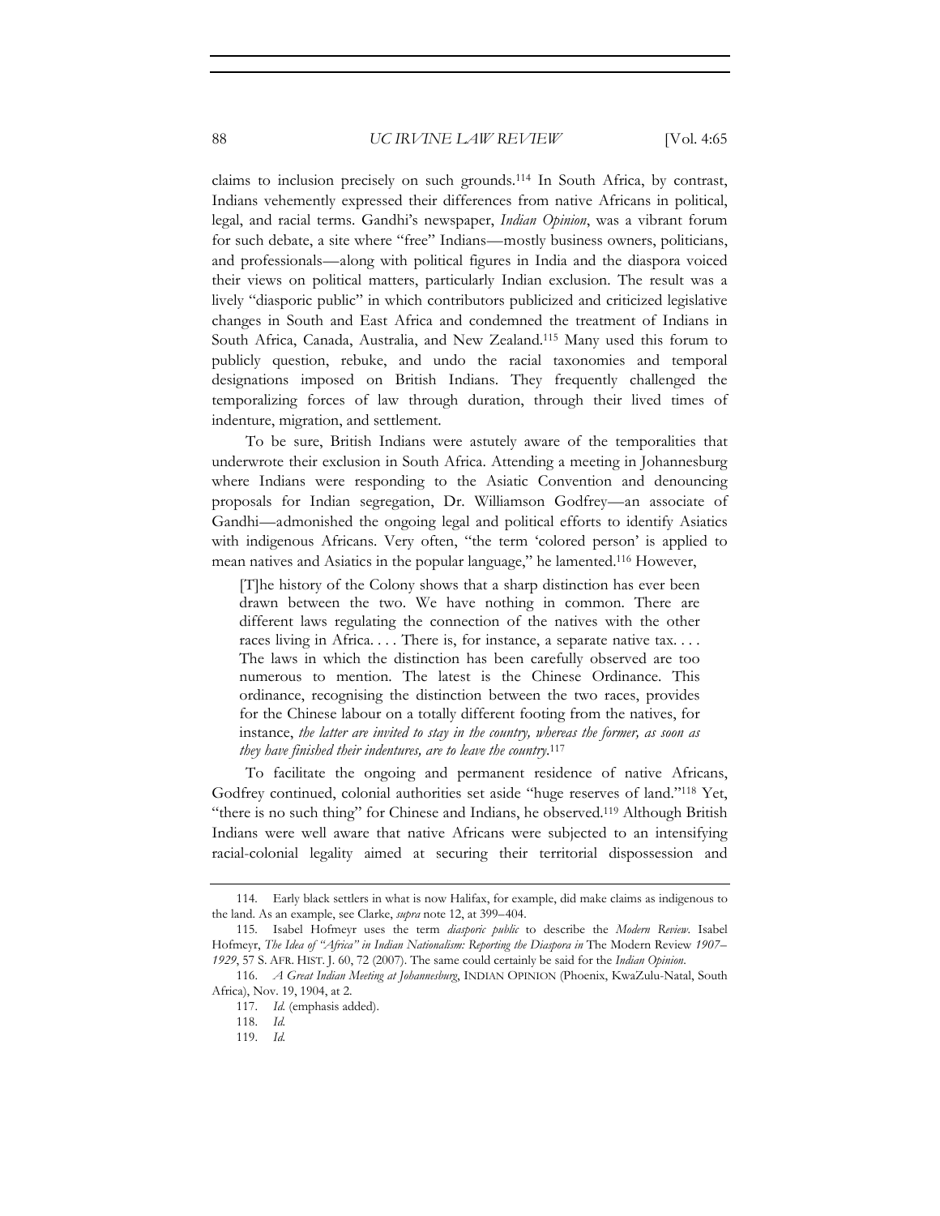claims to inclusion precisely on such grounds.[114] In South Africa, by contrast, Indians vehemently expressed their differences from native Africans in political, legal, and racial terms. Gandhi's newspaper, *Indian Opinion*, was a vibrant forum for such debate, a site where "free" Indians—mostly business owners, politicians, and professionals—along with political figures in India and the diaspora voiced their views on political matters, particularly Indian exclusion. The result was a lively "diasporic public" in which contributors publicized and criticized legislative changes in South and East Africa and condemned the treatment of Indians in South Africa, Canada, Australia, and New Zealand.[115] Many used this forum to publicly question, rebuke, and undo the racial taxonomies and temporal designations imposed on British Indians. They frequently challenged the temporalizing forces of law through duration, through their lived times of indenture, migration, and settlement.

To be sure, British Indians were astutely aware of the temporalities that underwrote their exclusion in South Africa. Attending a meeting in Johannesburg where Indians were responding to the Asiatic Convention and denouncing proposals for Indian segregation, Dr. Williamson Godfrey—an associate of Gandhi—admonished the ongoing legal and political efforts to identify Asiatics with indigenous Africans. Very often, "the term 'colored person' is applied to mean natives and Asiatics in the popular language," he lamented.[116] However,

> [T]he history of the Colony shows that a sharp distinction has ever been drawn between the two. We have nothing in common. There are different laws regulating the connection of the natives with the other races living in Africa. . . . There is, for instance, a separate native tax. . . . The laws in which the distinction has been carefully observed are too numerous to mention. The latest is the Chinese Ordinance. This ordinance, recognising the distinction between the two races, provides for the Chinese labour on a totally different footing from the natives, for instance, *the latter are invited to stay in the country, whereas the former, as soon as they have finished their indentures, are to leave the country*.[117]

To facilitate the ongoing and permanent residence of native Africans, Godfrey continued, colonial authorities set aside "huge reserves of land."[118] Yet, "there is no such thing" for Chinese and Indians, he observed.[119] Although British Indians were well aware that native Africans were subjected to an intensifying racial-colonial legality aimed at securing their territorial dispossession and

---

114. Early black settlers in what is now Halifax, for example, did make claims as indigenous to the land. As an example, see Clarke, *supra* note 12, at 399–404.

115. Isabel Hofmeyr uses the term *diasporic public* to describe the *Modern Review*. Isabel Hofmeyr, *The Idea of "Africa" in Indian Nationalism: Reporting the Diaspora in* The Modern Review *1907–1929*, 57 S. AFR. HIST. J. 60, 72 (2007). The same could certainly be said for the *Indian Opinion*.

116. *A Great Indian Meeting at Johannesburg*, INDIAN OPINION (Phoenix, KwaZulu-Natal, South Africa), Nov. 19, 1904, at 2.

117. *Id.* (emphasis added).

118. *Id.*

119. *Id.*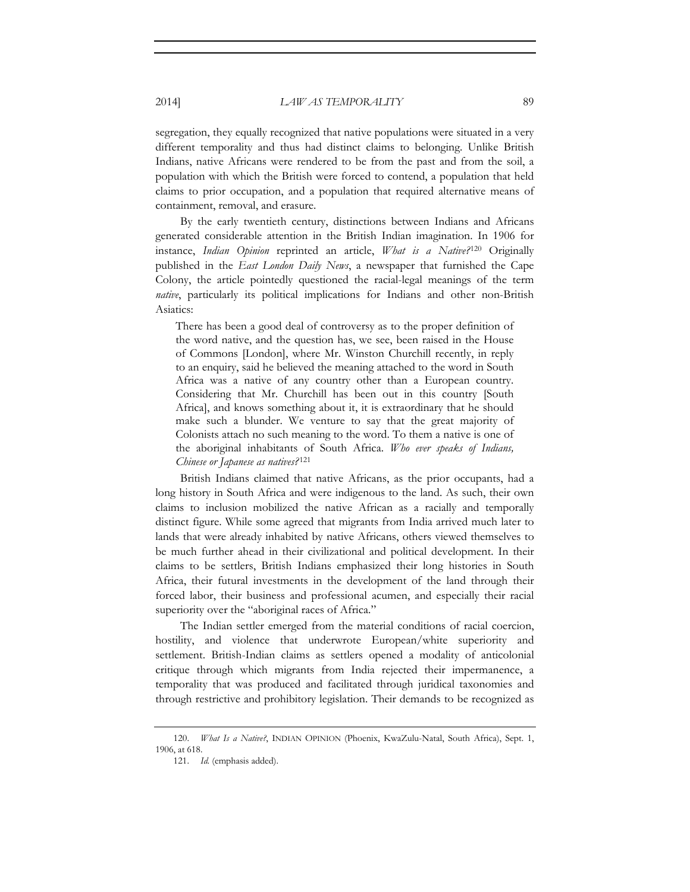segregation, they equally recognized that native populations were situated in a very different temporality and thus had distinct claims to belonging. Unlike British Indians, native Africans were rendered to be from the past and from the soil, a population with which the British were forced to contend, a population that held claims to prior occupation, and a population that required alternative means of containment, removal, and erasure.

By the early twentieth century, distinctions between Indians and Africans generated considerable attention in the British Indian imagination. In 1906 for instance, *Indian Opinion* reprinted an article, *What is a Native?*[120] Originally published in the *East London Daily News*, a newspaper that furnished the Cape Colony, the article pointedly questioned the racial-legal meanings of the term *native*, particularly its political implications for Indians and other non-British Asiatics:

> There has been a good deal of controversy as to the proper definition of the word native, and the question has, we see, been raised in the House of Commons [London], where Mr. Winston Churchill recently, in reply to an enquiry, said he believed the meaning attached to the word in South Africa was a native of any country other than a European country. Considering that Mr. Churchill has been out in this country [South Africa], and knows something about it, it is extraordinary that he should make such a blunder. We venture to say that the great majority of Colonists attach no such meaning to the word. To them a native is one of the aboriginal inhabitants of South Africa. *Who ever speaks of Indians, Chinese or Japanese as natives?*[121]

British Indians claimed that native Africans, as the prior occupants, had a long history in South Africa and were indigenous to the land. As such, their own claims to inclusion mobilized the native African as a racially and temporally distinct figure. While some agreed that migrants from India arrived much later to lands that were already inhabited by native Africans, others viewed themselves to be much further ahead in their civilizational and political development. In their claims to be settlers, British Indians emphasized their long histories in South Africa, their futural investments in the development of the land through their forced labor, their business and professional acumen, and especially their racial superiority over the "aboriginal races of Africa."

The Indian settler emerged from the material conditions of racial coercion, hostility, and violence that underwrote European/white superiority and settlement. British-Indian claims as settlers opened a modality of anticolonial critique through which migrants from India rejected their impermanence, a temporality that was produced and facilitated through juridical taxonomies and through restrictive and prohibitory legislation. Their demands to be recognized as

---

120. *What Is a Native?*, INDIAN OPINION (Phoenix, KwaZulu-Natal, South Africa), Sept. 1, 1906, at 618.

121. *Id.* (emphasis added).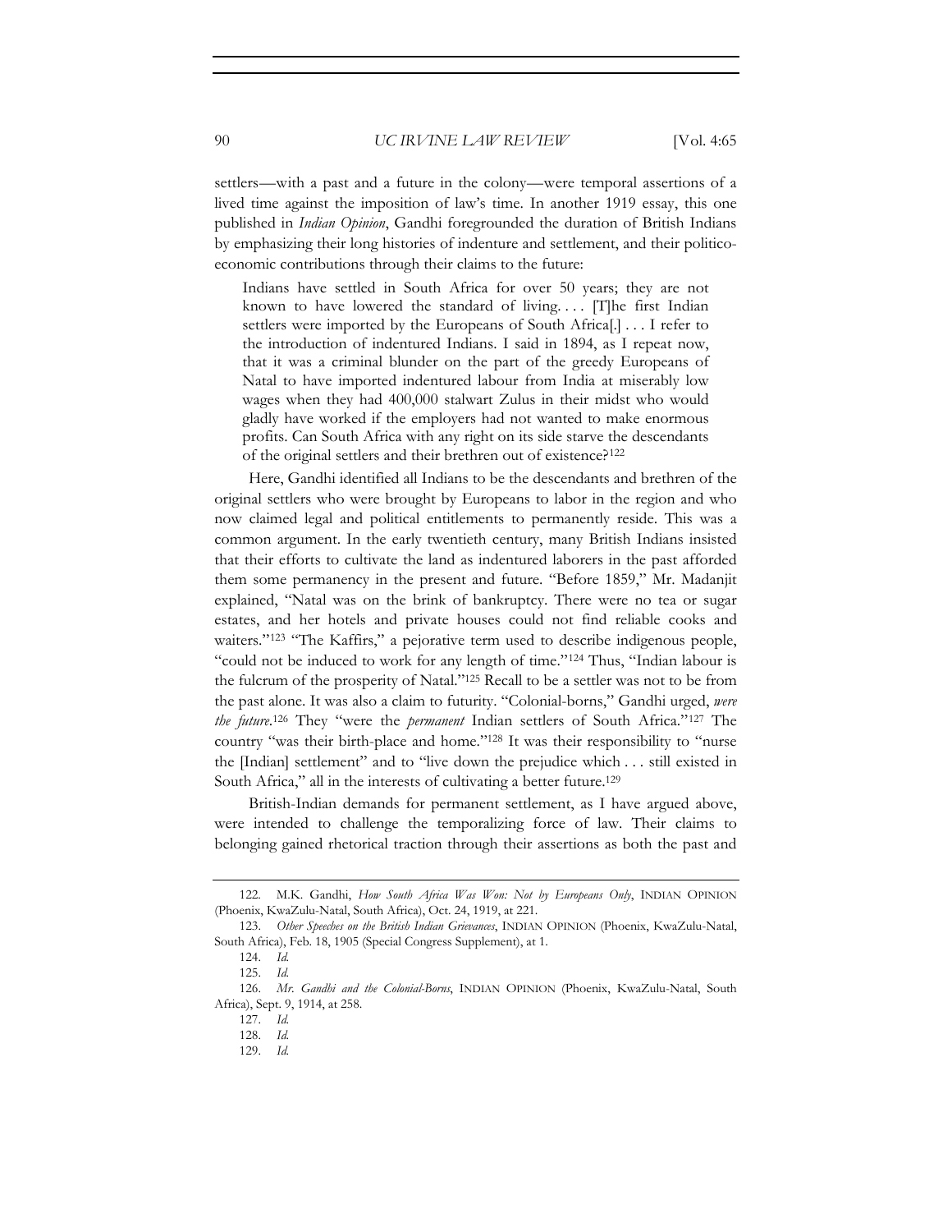settlers—with a past and a future in the colony—were temporal assertions of a lived time against the imposition of law's time. In another 1919 essay, this one published in *Indian Opinion*, Gandhi foregrounded the duration of British Indians by emphasizing their long histories of indenture and settlement, and their politico-economic contributions through their claims to the future:

> Indians have settled in South Africa for over 50 years; they are not known to have lowered the standard of living. . . . [T]he first Indian settlers were imported by the Europeans of South Africa[.] . . . I refer to the introduction of indentured Indians. I said in 1894, as I repeat now, that it was a criminal blunder on the part of the greedy Europeans of Natal to have imported indentured labour from India at miserably low wages when they had 400,000 stalwart Zulus in their midst who would gladly have worked if the employers had not wanted to make enormous profits. Can South Africa with any right on its side starve the descendants of the original settlers and their brethren out of existence?[122]

Here, Gandhi identified all Indians to be the descendants and brethren of the original settlers who were brought by Europeans to labor in the region and who now claimed legal and political entitlements to permanently reside. This was a common argument. In the early twentieth century, many British Indians insisted that their efforts to cultivate the land as indentured laborers in the past afforded them some permanency in the present and future. "Before 1859," Mr. Madanjit explained, "Natal was on the brink of bankruptcy. There were no tea or sugar estates, and her hotels and private houses could not find reliable cooks and waiters."[123] "The Kaffirs," a pejorative term used to describe indigenous people, "could not be induced to work for any length of time."[124] Thus, "Indian labour is the fulcrum of the prosperity of Natal."[125] Recall to be a settler was not to be from the past alone. It was also a claim to futurity. "Colonial-borns," Gandhi urged, *were the future*.[126] They "were the *permanent* Indian settlers of South Africa."[127] The country "was their birth-place and home."[128] It was their responsibility to "nurse the [Indian] settlement" and to "live down the prejudice which . . . still existed in South Africa," all in the interests of cultivating a better future.[129]

British-Indian demands for permanent settlement, as I have argued above, were intended to challenge the temporalizing force of law. Their claims to belonging gained rhetorical traction through their assertions as both the past and

---

122. M.K. Gandhi, *How South Africa Was Won: Not by Europeans Only*, INDIAN OPINION (Phoenix, KwaZulu-Natal, South Africa), Oct. 24, 1919, at 221.

123. *Other Speeches on the British Indian Grievances*, INDIAN OPINION (Phoenix, KwaZulu-Natal, South Africa), Feb. 18, 1905 (Special Congress Supplement), at 1.

124. *Id.*

125. *Id.*

126. *Mr. Gandhi and the Colonial-Borns*, INDIAN OPINION (Phoenix, KwaZulu-Natal, South Africa), Sept. 9, 1914, at 258.

127. *Id.*

128. *Id.*

129. *Id.*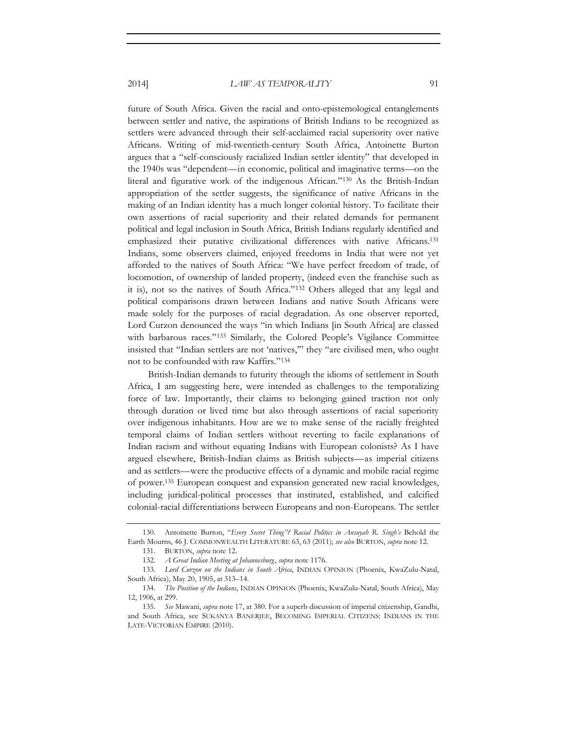future of South Africa. Given the racial and onto-epistemological entanglements between settler and native, the aspirations of British Indians to be recognized as settlers were advanced through their self-acclaimed racial superiority over native Africans. Writing of mid-twentieth-century South Africa, Antoinette Burton argues that a "self-consciously racialized Indian settler identity" that developed in the 1940s was "dependent—in economic, political and imaginative terms—on the literal and figurative work of the indigenous African."[130] As the British-Indian appropriation of the settler suggests, the significance of native Africans in the making of an Indian identity has a much longer colonial history. To facilitate their own assertions of racial superiority and their related demands for permanent political and legal inclusion in South Africa, British Indians regularly identified and emphasized their putative civilizational differences with native Africans.[131] Indians, some observers claimed, enjoyed freedoms in India that were not yet afforded to the natives of South Africa: "We have perfect freedom of trade, of locomotion, of ownership of landed property, (indeed even the franchise such as it is), not so the natives of South Africa."[132] Others alleged that any legal and political comparisons drawn between Indians and native South Africans were made solely for the purposes of racial degradation. As one observer reported, Lord Curzon denounced the ways "in which Indians [in South Africa] are classed with barbarous races."[133] Similarly, the Colored People's Vigilance Committee insisted that "Indian settlers are not 'natives,'" they "are civilised men, who ought not to be confounded with raw Kaffirs."[134]

British-Indian demands to futurity through the idioms of settlement in South Africa, I am suggesting here, were intended as challenges to the temporalizing force of law. Importantly, their claims to belonging gained traction not only through duration or lived time but also through assertions of racial superiority over indigenous inhabitants. How are we to make sense of the racially freighted temporal claims of Indian settlers without reverting to facile explanations of Indian racism and without equating Indians with European colonists? As I have argued elsewhere, British-Indian claims as British subjects—as imperial citizens and as settlers—were the productive effects of a dynamic and mobile racial regime of power.[135] European conquest and expansion generated new racial knowledges, including juridical-political processes that instituted, established, and calcified colonial-racial differentiations between Europeans and non-Europeans. The settler

---

130. Antoinette Burton, "*Every Secret Thing*"*? Racial Politics in Ansuyah R. Singh's* Behold the Earth Mourns, 46 J. COMMONWEALTH LITERATURE 63, 63 (2011); *see also* BURTON, *supra* note 12.

131. BURTON, *supra* note 12.

132. *A Great Indian Meeting at Johannesburg*, *supra* note 1176.

133. *Lord Curzon on the Indians in South Africa*, INDIAN OPINION (Phoenix, KwaZulu-Natal, South Africa), May 20, 1905, at 313–14.

134. *The Position of the Indians*, INDIAN OPINION (Phoenix, KwaZulu-Natal, South Africa), May 12, 1906, at 299.

135. *See* Mawani, *supra* note 17, at 380. For a superb discussion of imperial citizenship, Gandhi, and South Africa, see SUKANYA BANERJEE, BECOMING IMPERIAL CITIZENS: INDIANS IN THE LATE-VICTORIAN EMPIRE (2010).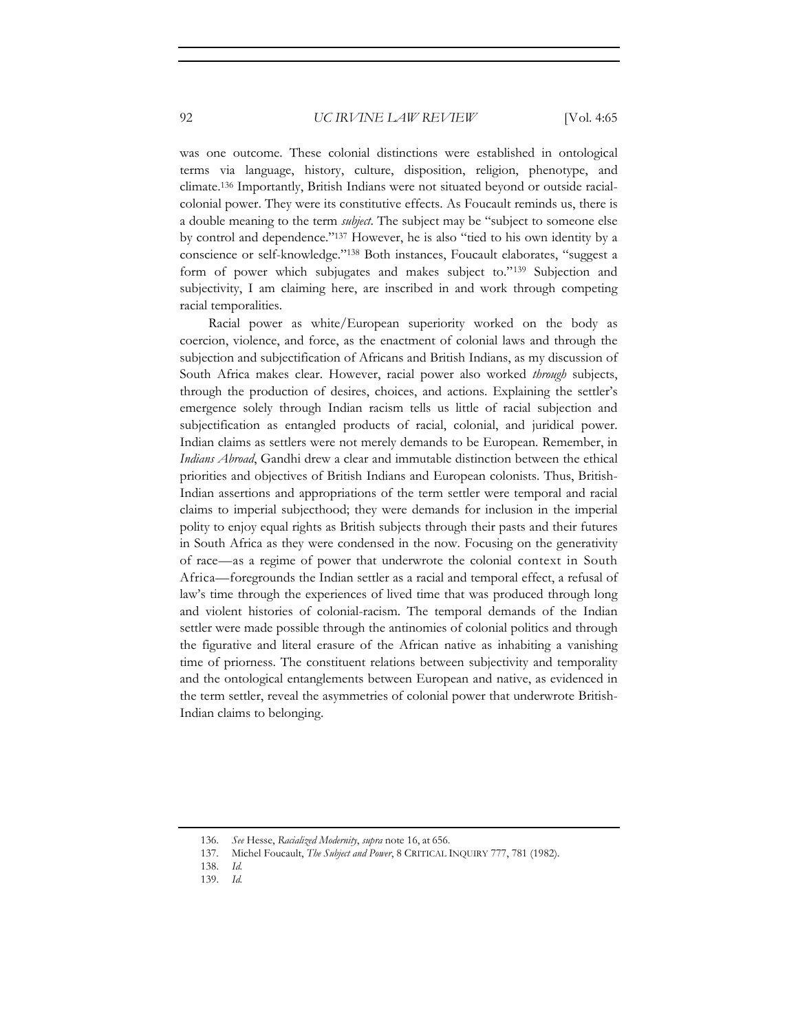was one outcome. These colonial distinctions were established in ontological terms via language, history, culture, disposition, religion, phenotype, and climate.[136] Importantly, British Indians were not situated beyond or outside racial-colonial power. They were its constitutive effects. As Foucault reminds us, there is a double meaning to the term *subject*. The subject may be "subject to someone else by control and dependence."[137] However, he is also "tied to his own identity by a conscience or self-knowledge."[138] Both instances, Foucault elaborates, "suggest a form of power which subjugates and makes subject to."[139] Subjection and subjectivity, I am claiming here, are inscribed in and work through competing racial temporalities.

Racial power as white/European superiority worked on the body as coercion, violence, and force, as the enactment of colonial laws and through the subjection and subjectification of Africans and British Indians, as my discussion of South Africa makes clear. However, racial power also worked *through* subjects, through the production of desires, choices, and actions. Explaining the settler's emergence solely through Indian racism tells us little of racial subjection and subjectification as entangled products of racial, colonial, and juridical power. Indian claims as settlers were not merely demands to be European. Remember, in *Indians Abroad*, Gandhi drew a clear and immutable distinction between the ethical priorities and objectives of British Indians and European colonists. Thus, British-Indian assertions and appropriations of the term settler were temporal and racial claims to imperial subjecthood; they were demands for inclusion in the imperial polity to enjoy equal rights as British subjects through their pasts and their futures in South Africa as they were condensed in the now. Focusing on the generativity of race—as a regime of power that underwrote the colonial context in South Africa—foregrounds the Indian settler as a racial and temporal effect, a refusal of law's time through the experiences of lived time that was produced through long and violent histories of colonial-racism. The temporal demands of the Indian settler were made possible through the antinomies of colonial politics and through the figurative and literal erasure of the African native as inhabiting a vanishing time of priorness. The constituent relations between subjectivity and temporality and the ontological entanglements between European and native, as evidenced in the term settler, reveal the asymmetries of colonial power that underwrote British-Indian claims to belonging.

136. *See* Hesse, *Racialized Modernity*, *supra* note 16, at 656.

137. Michel Foucault, *The Subject and Power*, 8 CRITICAL INQUIRY 777, 781 (1982).

138. *Id.*

139. *Id.*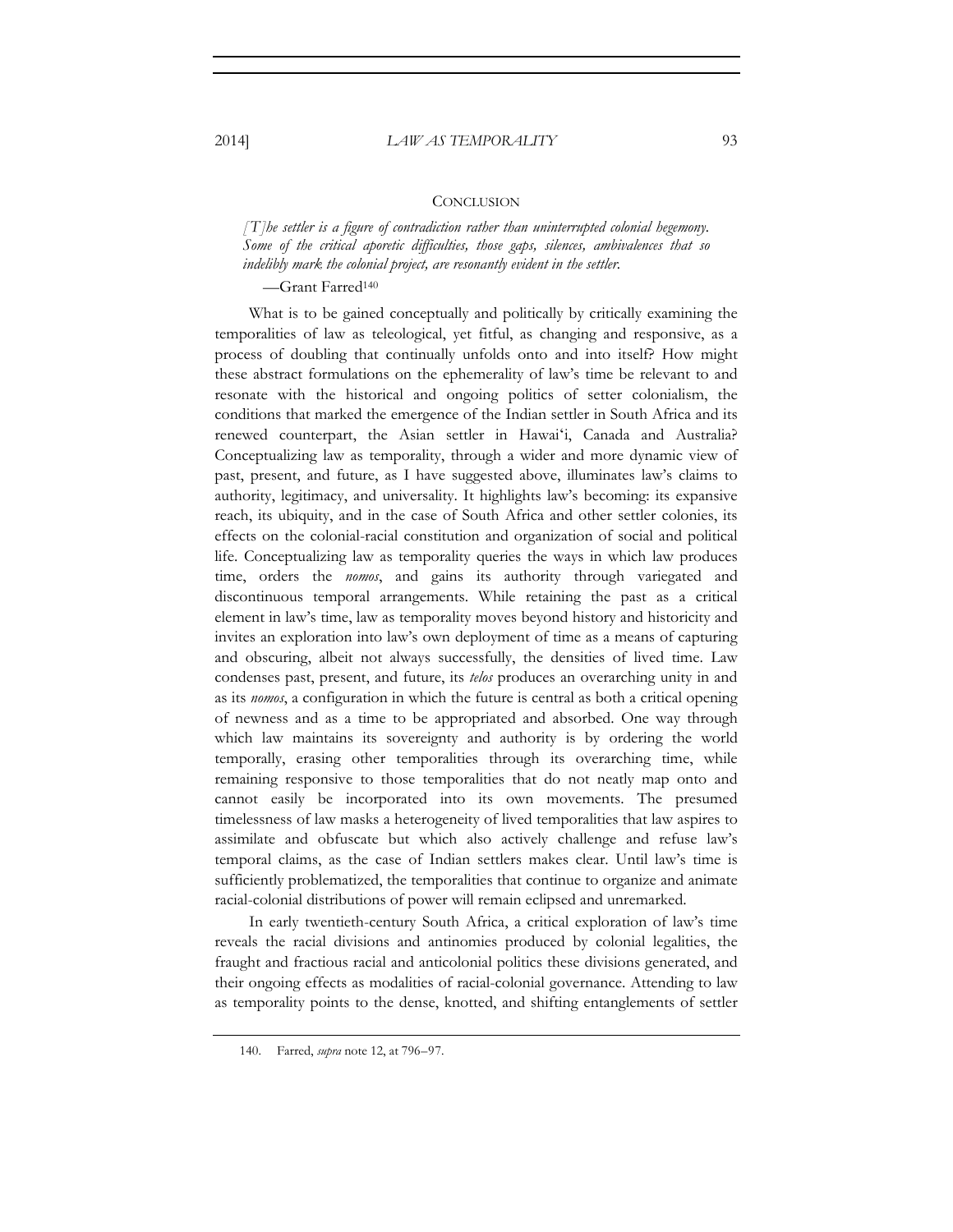## Conclusion

*[T]he settler is a figure of contradiction rather than uninterrupted colonial hegemony. Some of the critical aporetic difficulties, those gaps, silences, ambivalences that so indelibly mark the colonial project, are resonantly evident in the settler.*

—Grant Farred[140]

What is to be gained conceptually and politically by critically examining the temporalities of law as teleological, yet fitful, as changing and responsive, as a process of doubling that continually unfolds onto and into itself? How might these abstract formulations on the ephemerality of law's time be relevant to and resonate with the historical and ongoing politics of setter colonialism, the conditions that marked the emergence of the Indian settler in South Africa and its renewed counterpart, the Asian settler in Hawai'i, Canada and Australia? Conceptualizing law as temporality, through a wider and more dynamic view of past, present, and future, as I have suggested above, illuminates law's claims to authority, legitimacy, and universality. It highlights law's becoming: its expansive reach, its ubiquity, and in the case of South Africa and other settler colonies, its effects on the colonial-racial constitution and organization of social and political life. Conceptualizing law as temporality queries the ways in which law produces time, orders the *nomos*, and gains its authority through variegated and discontinuous temporal arrangements. While retaining the past as a critical element in law's time, law as temporality moves beyond history and historicity and invites an exploration into law's own deployment of time as a means of capturing and obscuring, albeit not always successfully, the densities of lived time. Law condenses past, present, and future, its *telos* produces an overarching unity in and as its *nomos*, a configuration in which the future is central as both a critical opening of newness and as a time to be appropriated and absorbed. One way through which law maintains its sovereignty and authority is by ordering the world temporally, erasing other temporalities through its overarching time, while remaining responsive to those temporalities that do not neatly map onto and cannot easily be incorporated into its own movements. The presumed timelessness of law masks a heterogeneity of lived temporalities that law aspires to assimilate and obfuscate but which also actively challenge and refuse law's temporal claims, as the case of Indian settlers makes clear. Until law's time is sufficiently problematized, the temporalities that continue to organize and animate racial-colonial distributions of power will remain eclipsed and unremarked.

In early twentieth-century South Africa, a critical exploration of law's time reveals the racial divisions and antinomies produced by colonial legalities, the fraught and fractious racial and anticolonial politics these divisions generated, and their ongoing effects as modalities of racial-colonial governance. Attending to law as temporality points to the dense, knotted, and shifting entanglements of settler

140. Farred, *supra* note 12, at 796–97.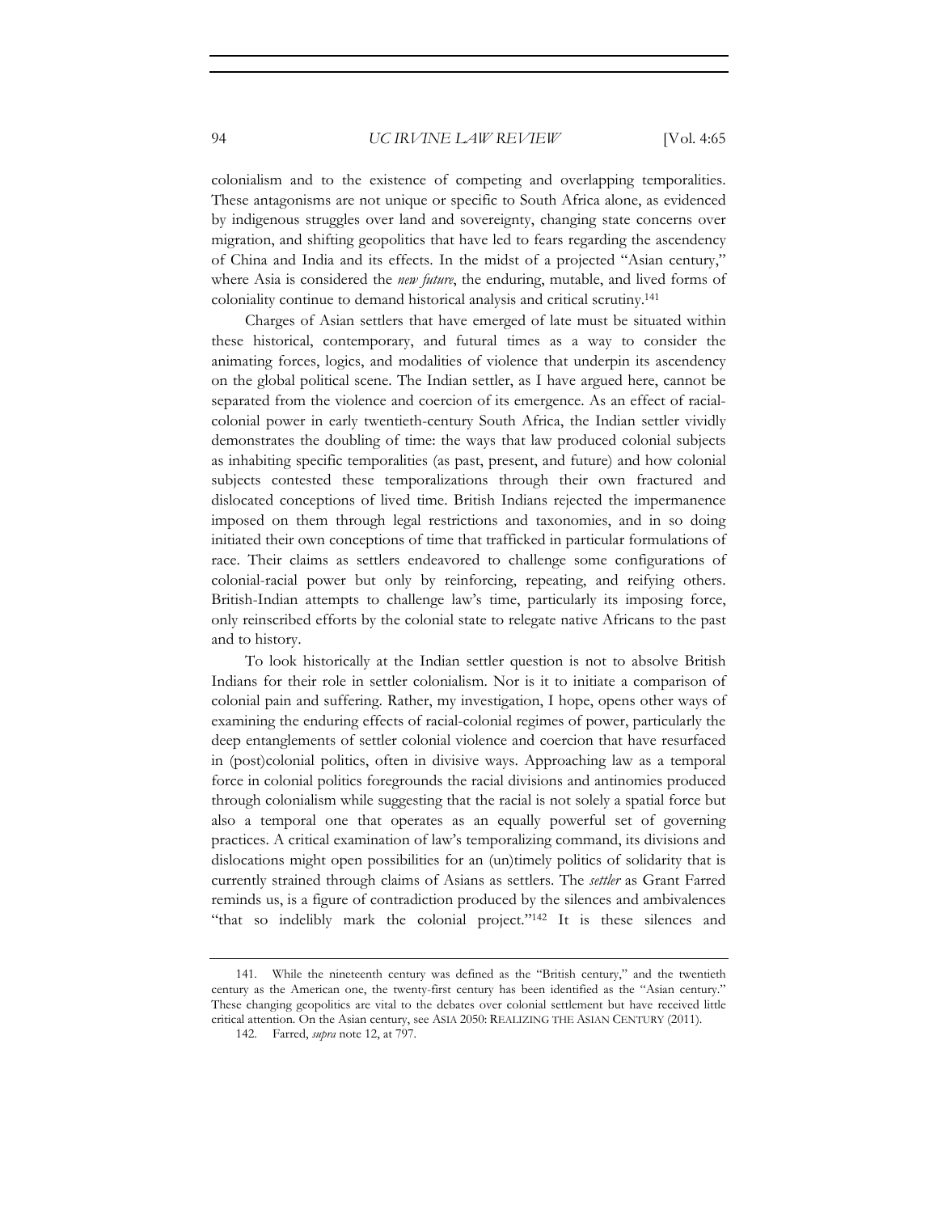colonialism and to the existence of competing and overlapping temporalities. These antagonisms are not unique or specific to South Africa alone, as evidenced by indigenous struggles over land and sovereignty, changing state concerns over migration, and shifting geopolitics that have led to fears regarding the ascendency of China and India and its effects. In the midst of a projected "Asian century," where Asia is considered the *new future*, the enduring, mutable, and lived forms of coloniality continue to demand historical analysis and critical scrutiny.[141]

Charges of Asian settlers that have emerged of late must be situated within these historical, contemporary, and futural times as a way to consider the animating forces, logics, and modalities of violence that underpin its ascendency on the global political scene. The Indian settler, as I have argued here, cannot be separated from the violence and coercion of its emergence. As an effect of racial-colonial power in early twentieth-century South Africa, the Indian settler vividly demonstrates the doubling of time: the ways that law produced colonial subjects as inhabiting specific temporalities (as past, present, and future) and how colonial subjects contested these temporalizations through their own fractured and dislocated conceptions of lived time. British Indians rejected the impermanence imposed on them through legal restrictions and taxonomies, and in so doing initiated their own conceptions of time that trafficked in particular formulations of race. Their claims as settlers endeavored to challenge some configurations of colonial-racial power but only by reinforcing, repeating, and reifying others. British-Indian attempts to challenge law's time, particularly its imposing force, only reinscribed efforts by the colonial state to relegate native Africans to the past and to history.

To look historically at the Indian settler question is not to absolve British Indians for their role in settler colonialism. Nor is it to initiate a comparison of colonial pain and suffering. Rather, my investigation, I hope, opens other ways of examining the enduring effects of racial-colonial regimes of power, particularly the deep entanglements of settler colonial violence and coercion that have resurfaced in (post)colonial politics, often in divisive ways. Approaching law as a temporal force in colonial politics foregrounds the racial divisions and antinomies produced through colonialism while suggesting that the racial is not solely a spatial force but also a temporal one that operates as an equally powerful set of governing practices. A critical examination of law's temporalizing command, its divisions and dislocations might open possibilities for an (un)timely politics of solidarity that is currently strained through claims of Asians as settlers. The *settler* as Grant Farred reminds us, is a figure of contradiction produced by the silences and ambivalences "that so indelibly mark the colonial project."[142] It is these silences and

---

141. While the nineteenth century was defined as the "British century," and the twentieth century as the American one, the twenty-first century has been identified as the "Asian century." These changing geopolitics are vital to the debates over colonial settlement but have received little critical attention. On the Asian century, see ASIA 2050: REALIZING THE ASIAN CENTURY (2011).

142. Farred, *supra* note 12, at 797.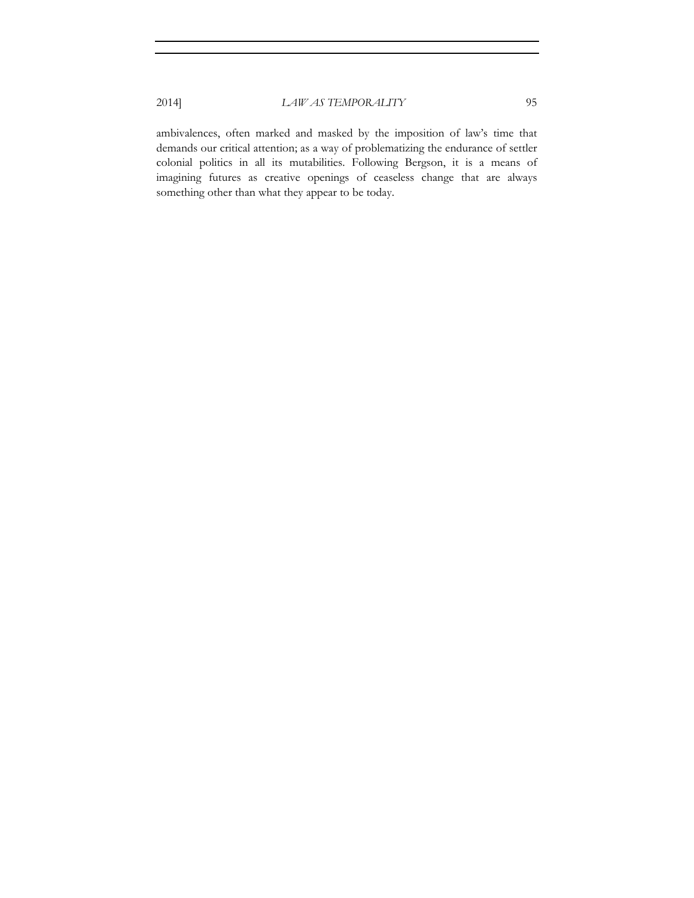ambivalences, often marked and masked by the imposition of law's time that demands our critical attention; as a way of problematizing the endurance of settler colonial politics in all its mutabilities. Following Bergson, it is a means of imagining futures as creative openings of ceaseless change that are always something other than what they appear to be today.